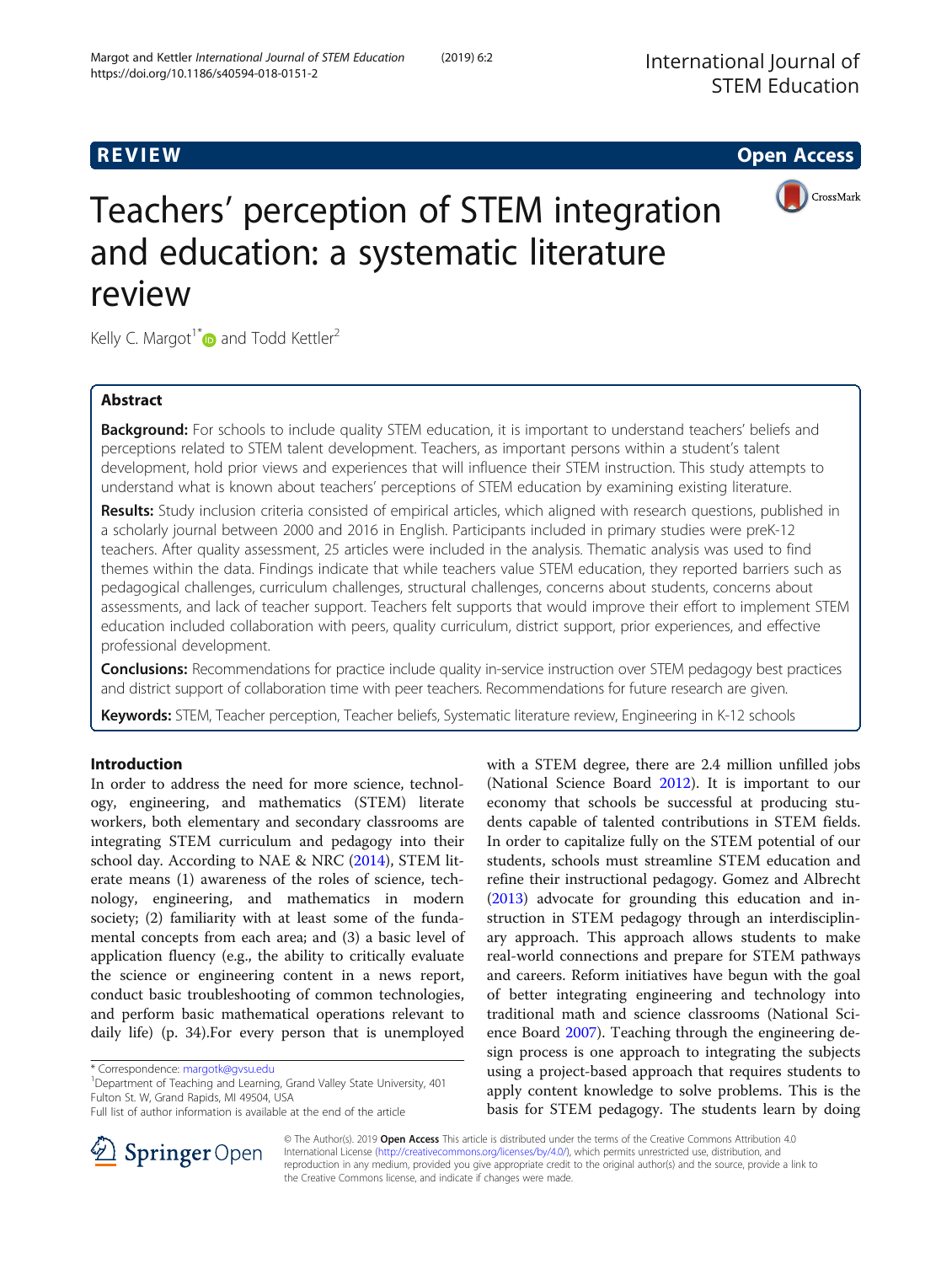REVIEW Open Access

# Teachers' perception of STEM integration and education: a systematic literature review

Kelly C. Margot[1*] and Todd Kettler[2]

## Abstract

**Background:** For schools to include quality STEM education, it is important to understand teachers' beliefs and perceptions related to STEM talent development. Teachers, as important persons within a student's talent development, hold prior views and experiences that will influence their STEM instruction. This study attempts to understand what is known about teachers' perceptions of STEM education by examining existing literature.

**Results:** Study inclusion criteria consisted of empirical articles, which aligned with research questions, published in a scholarly journal between 2000 and 2016 in English. Participants included in primary studies were preK-12 teachers. After quality assessment, 25 articles were included in the analysis. Thematic analysis was used to find themes within the data. Findings indicate that while teachers value STEM education, they reported barriers such as pedagogical challenges, curriculum challenges, structural challenges, concerns about students, concerns about assessments, and lack of teacher support. Teachers felt supports that would improve their effort to implement STEM education included collaboration with peers, quality curriculum, district support, prior experiences, and effective professional development.

**Conclusions:** Recommendations for practice include quality in-service instruction over STEM pedagogy best practices and district support of collaboration time with peer teachers. Recommendations for future research are given.

**Keywords:** STEM, Teacher perception, Teacher beliefs, Systematic literature review, Engineering in K-12 schools

## Introduction

In order to address the need for more science, technology, engineering, and mathematics (STEM) literate workers, both elementary and secondary classrooms are integrating STEM curriculum and pedagogy into their school day. According to NAE & NRC (2014), STEM literate means (1) awareness of the roles of science, technology, engineering, and mathematics in modern society; (2) familiarity with at least some of the fundamental concepts from each area; and (3) a basic level of application fluency (e.g., the ability to critically evaluate the science or engineering content in a news report, conduct basic troubleshooting of common technologies, and perform basic mathematical operations relevant to daily life) (p. 34).For every person that is unemployed with a STEM degree, there are 2.4 million unfilled jobs (National Science Board 2012). It is important to our economy that schools be successful at producing students capable of talented contributions in STEM fields. In order to capitalize fully on the STEM potential of our students, schools must streamline STEM education and refine their instructional pedagogy. Gomez and Albrecht (2013) advocate for grounding this education and instruction in STEM pedagogy through an interdisciplinary approach. This approach allows students to make real-world connections and prepare for STEM pathways and careers. Reform initiatives have begun with the goal of better integrating engineering and technology into traditional math and science classrooms (National Science Board 2007). Teaching through the engineering design process is one approach to integrating the subjects using a project-based approach that requires students to apply content knowledge to solve problems. This is the basis for STEM pedagogy. The students learn by doing

\* Correspondence: margotk@gvsu.edu
[1]Department of Teaching and Learning, Grand Valley State University, 401 Fulton St. W, Grand Rapids, MI 49504, USA
Full list of author information is available at the end of the article

© The Author(s). 2019 **Open Access** This article is distributed under the terms of the Creative Commons Attribution 4.0 International License (http://creativecommons.org/licenses/by/4.0/), which permits unrestricted use, distribution, and reproduction in any medium, provided you give appropriate credit to the original author(s) and the source, provide a link to the Creative Commons license, and indicate if changes were made.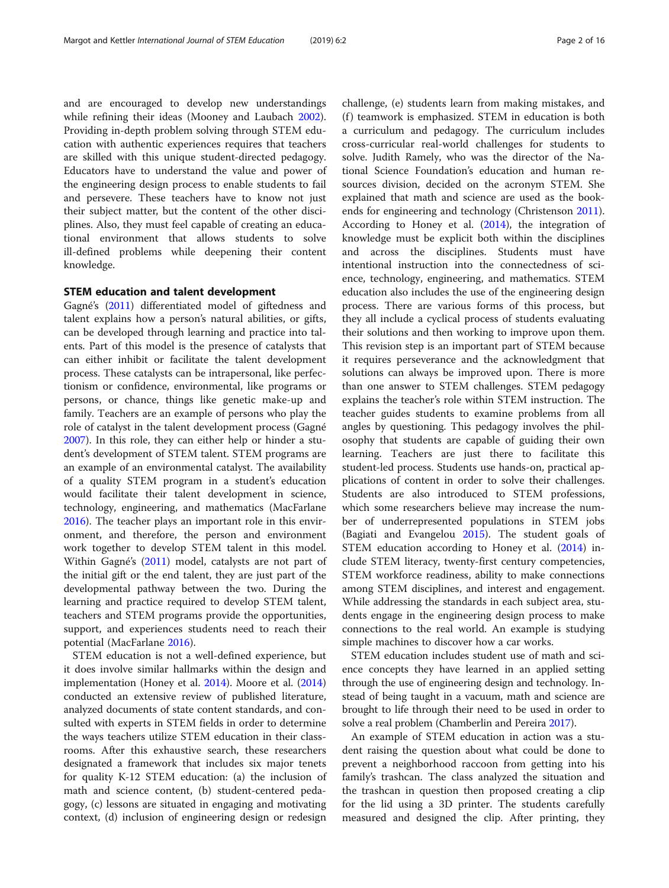and are encouraged to develop new understandings while refining their ideas (Mooney and Laubach 2002). Providing in-depth problem solving through STEM education with authentic experiences requires that teachers are skilled with this unique student-directed pedagogy. Educators have to understand the value and power of the engineering design process to enable students to fail and persevere. These teachers have to know not just their subject matter, but the content of the other disciplines. Also, they must feel capable of creating an educational environment that allows students to solve ill-defined problems while deepening their content knowledge.

## STEM education and talent development

Gagné's (2011) differentiated model of giftedness and talent explains how a person's natural abilities, or gifts, can be developed through learning and practice into talents. Part of this model is the presence of catalysts that can either inhibit or facilitate the talent development process. These catalysts can be intrapersonal, like perfectionism or confidence, environmental, like programs or persons, or chance, things like genetic make-up and family. Teachers are an example of persons who play the role of catalyst in the talent development process (Gagné 2007). In this role, they can either help or hinder a student's development of STEM talent. STEM programs are an example of an environmental catalyst. The availability of a quality STEM program in a student's education would facilitate their talent development in science, technology, engineering, and mathematics (MacFarlane 2016). The teacher plays an important role in this environment, and therefore, the person and environment work together to develop STEM talent in this model. Within Gagné's (2011) model, catalysts are not part of the initial gift or the end talent, they are just part of the developmental pathway between the two. During the learning and practice required to develop STEM talent, teachers and STEM programs provide the opportunities, support, and experiences students need to reach their potential (MacFarlane 2016).

STEM education is not a well-defined experience, but it does involve similar hallmarks within the design and implementation (Honey et al. 2014). Moore et al. (2014) conducted an extensive review of published literature, analyzed documents of state content standards, and consulted with experts in STEM fields in order to determine the ways teachers utilize STEM education in their classrooms. After this exhaustive search, these researchers designated a framework that includes six major tenets for quality K-12 STEM education: (a) the inclusion of math and science content, (b) student-centered pedagogy, (c) lessons are situated in engaging and motivating context, (d) inclusion of engineering design or redesign challenge, (e) students learn from making mistakes, and (f) teamwork is emphasized. STEM in education is both a curriculum and pedagogy. The curriculum includes cross-curricular real-world challenges for students to solve. Judith Ramely, who was the director of the National Science Foundation's education and human resources division, decided on the acronym STEM. She explained that math and science are used as the bookends for engineering and technology (Christenson 2011). According to Honey et al. (2014), the integration of knowledge must be explicit both within the disciplines and across the disciplines. Students must have intentional instruction into the connectedness of science, technology, engineering, and mathematics. STEM education also includes the use of the engineering design process. There are various forms of this process, but they all include a cyclical process of students evaluating their solutions and then working to improve upon them. This revision step is an important part of STEM because it requires perseverance and the acknowledgment that solutions can always be improved upon. There is more than one answer to STEM challenges. STEM pedagogy explains the teacher's role within STEM instruction. The teacher guides students to examine problems from all angles by questioning. This pedagogy involves the philosophy that students are capable of guiding their own learning. Teachers are just there to facilitate this student-led process. Students use hands-on, practical applications of content in order to solve their challenges. Students are also introduced to STEM professions, which some researchers believe may increase the number of underrepresented populations in STEM jobs (Bagiati and Evangelou 2015). The student goals of STEM education according to Honey et al. (2014) include STEM literacy, twenty-first century competencies, STEM workforce readiness, ability to make connections among STEM disciplines, and interest and engagement. While addressing the standards in each subject area, students engage in the engineering design process to make connections to the real world. An example is studying simple machines to discover how a car works.

STEM education includes student use of math and science concepts they have learned in an applied setting through the use of engineering design and technology. Instead of being taught in a vacuum, math and science are brought to life through their need to be used in order to solve a real problem (Chamberlin and Pereira 2017).

An example of STEM education in action was a student raising the question about what could be done to prevent a neighborhood raccoon from getting into his family's trashcan. The class analyzed the situation and the trashcan in question then proposed creating a clip for the lid using a 3D printer. The students carefully measured and designed the clip. After printing, they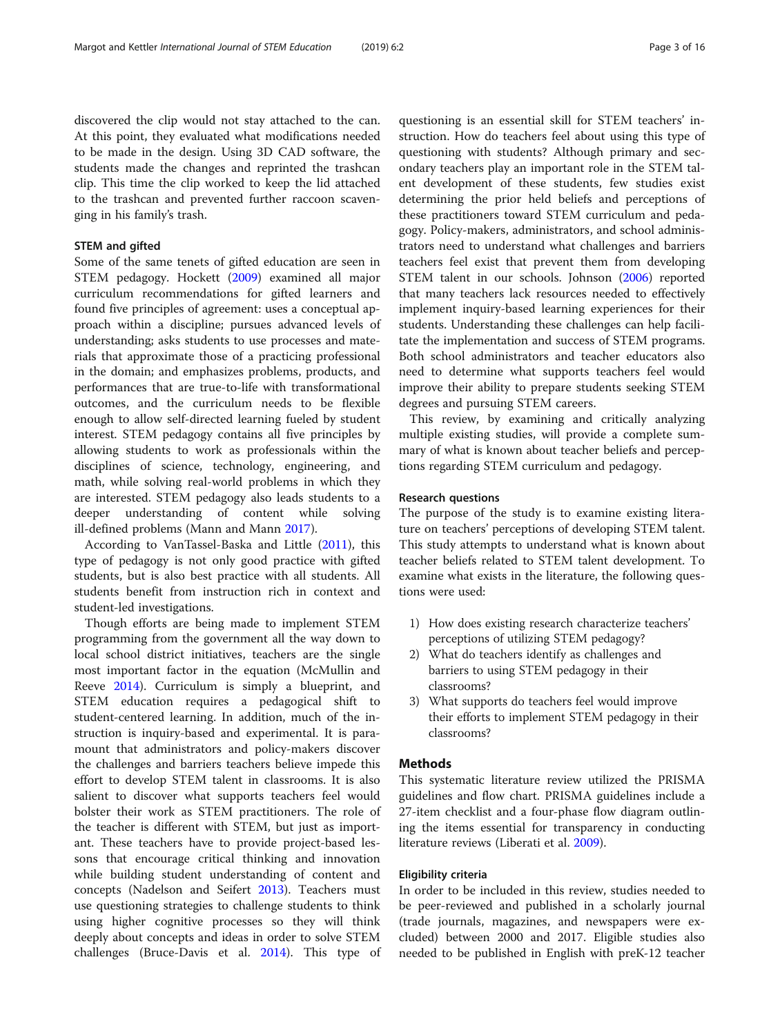discovered the clip would not stay attached to the can. At this point, they evaluated what modifications needed to be made in the design. Using 3D CAD software, the students made the changes and reprinted the trashcan clip. This time the clip worked to keep the lid attached to the trashcan and prevented further raccoon scavenging in his family's trash.

### STEM and gifted

Some of the same tenets of gifted education are seen in STEM pedagogy. Hockett (2009) examined all major curriculum recommendations for gifted learners and found five principles of agreement: uses a conceptual approach within a discipline; pursues advanced levels of understanding; asks students to use processes and materials that approximate those of a practicing professional in the domain; and emphasizes problems, products, and performances that are true-to-life with transformational outcomes, and the curriculum needs to be flexible enough to allow self-directed learning fueled by student interest. STEM pedagogy contains all five principles by allowing students to work as professionals within the disciplines of science, technology, engineering, and math, while solving real-world problems in which they are interested. STEM pedagogy also leads students to a deeper understanding of content while solving ill-defined problems (Mann and Mann 2017).

According to VanTassel-Baska and Little (2011), this type of pedagogy is not only good practice with gifted students, but is also best practice with all students. All students benefit from instruction rich in context and student-led investigations.

Though efforts are being made to implement STEM programming from the government all the way down to local school district initiatives, teachers are the single most important factor in the equation (McMullin and Reeve 2014). Curriculum is simply a blueprint, and STEM education requires a pedagogical shift to student-centered learning. In addition, much of the instruction is inquiry-based and experimental. It is paramount that administrators and policy-makers discover the challenges and barriers teachers believe impede this effort to develop STEM talent in classrooms. It is also salient to discover what supports teachers feel would bolster their work as STEM practitioners. The role of the teacher is different with STEM, but just as important. These teachers have to provide project-based lessons that encourage critical thinking and innovation while building student understanding of content and concepts (Nadelson and Seifert 2013). Teachers must use questioning strategies to challenge students to think using higher cognitive processes so they will think deeply about concepts and ideas in order to solve STEM challenges (Bruce-Davis et al. 2014). This type of questioning is an essential skill for STEM teachers' instruction. How do teachers feel about using this type of questioning with students? Although primary and secondary teachers play an important role in the STEM talent development of these students, few studies exist determining the prior held beliefs and perceptions of these practitioners toward STEM curriculum and pedagogy. Policy-makers, administrators, and school administrators need to understand what challenges and barriers teachers feel exist that prevent them from developing STEM talent in our schools. Johnson (2006) reported that many teachers lack resources needed to effectively implement inquiry-based learning experiences for their students. Understanding these challenges can help facilitate the implementation and success of STEM programs. Both school administrators and teacher educators also need to determine what supports teachers feel would improve their ability to prepare students seeking STEM degrees and pursuing STEM careers.

This review, by examining and critically analyzing multiple existing studies, will provide a complete summary of what is known about teacher beliefs and perceptions regarding STEM curriculum and pedagogy.

### Research questions

The purpose of the study is to examine existing literature on teachers' perceptions of developing STEM talent. This study attempts to understand what is known about teacher beliefs related to STEM talent development. To examine what exists in the literature, the following questions were used:

1) How does existing research characterize teachers' perceptions of utilizing STEM pedagogy?
2) What do teachers identify as challenges and barriers to using STEM pedagogy in their classrooms?
3) What supports do teachers feel would improve their efforts to implement STEM pedagogy in their classrooms?

## Methods

This systematic literature review utilized the PRISMA guidelines and flow chart. PRISMA guidelines include a 27-item checklist and a four-phase flow diagram outlining the items essential for transparency in conducting literature reviews (Liberati et al. 2009).

### Eligibility criteria

In order to be included in this review, studies needed to be peer-reviewed and published in a scholarly journal (trade journals, magazines, and newspapers were excluded) between 2000 and 2017. Eligible studies also needed to be published in English with preK-12 teacher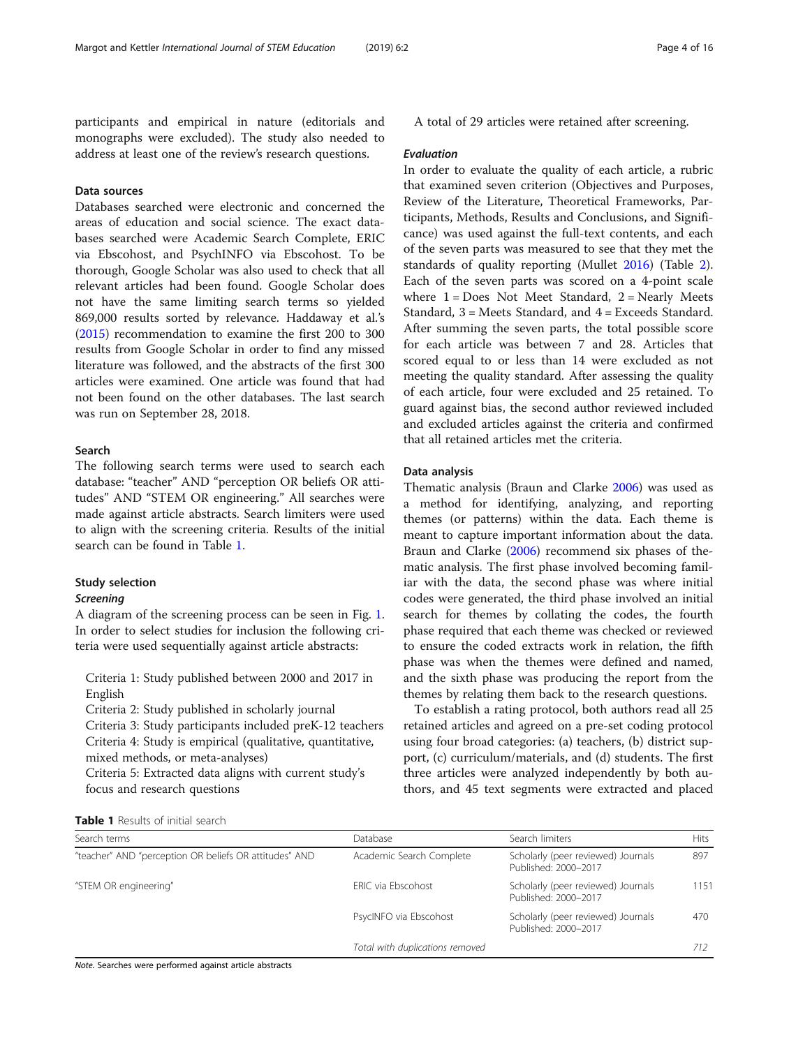participants and empirical in nature (editorials and monographs were excluded). The study also needed to address at least one of the review's research questions.

### Data sources

Databases searched were electronic and concerned the areas of education and social science. The exact databases searched were Academic Search Complete, ERIC via Ebscohost, and PsychINFO via Ebscohost. To be thorough, Google Scholar was also used to check that all relevant articles had been found. Google Scholar does not have the same limiting search terms so yielded 869,000 results sorted by relevance. Haddaway et al.'s (2015) recommendation to examine the first 200 to 300 results from Google Scholar in order to find any missed literature was followed, and the abstracts of the first 300 articles were examined. One article was found that had not been found on the other databases. The last search was run on September 28, 2018.

### Search

The following search terms were used to search each database: "teacher" AND "perception OR beliefs OR attitudes" AND "STEM OR engineering." All searches were made against article abstracts. Search limiters were used to align with the screening criteria. Results of the initial search can be found in Table 1.

### Study selection

#### *Screening*

A diagram of the screening process can be seen in Fig. 1. In order to select studies for inclusion the following criteria were used sequentially against article abstracts:

Criteria 1: Study published between 2000 and 2017 in English
Criteria 2: Study published in scholarly journal
Criteria 3: Study participants included preK-12 teachers
Criteria 4: Study is empirical (qualitative, quantitative, mixed methods, or meta-analyses)
Criteria 5: Extracted data aligns with current study's focus and research questions

A total of 29 articles were retained after screening.

#### *Evaluation*

In order to evaluate the quality of each article, a rubric that examined seven criterion (Objectives and Purposes, Review of the Literature, Theoretical Frameworks, Participants, Methods, Results and Conclusions, and Significance) was used against the full-text contents, and each of the seven parts was measured to see that they met the standards of quality reporting (Mullet 2016) (Table 2). Each of the seven parts was scored on a 4-point scale where 1 = Does Not Meet Standard, 2 = Nearly Meets Standard, 3 = Meets Standard, and 4 = Exceeds Standard. After summing the seven parts, the total possible score for each article was between 7 and 28. Articles that scored equal to or less than 14 were excluded as not meeting the quality standard. After assessing the quality of each article, four were excluded and 25 retained. To guard against bias, the second author reviewed included and excluded articles against the criteria and confirmed that all retained articles met the criteria.

### Data analysis

Thematic analysis (Braun and Clarke 2006) was used as a method for identifying, analyzing, and reporting themes (or patterns) within the data. Each theme is meant to capture important information about the data. Braun and Clarke (2006) recommend six phases of thematic analysis. The first phase involved becoming familiar with the data, the second phase was where initial codes were generated, the third phase involved an initial search for themes by collating the codes, the fourth phase required that each theme was checked or reviewed to ensure the coded extracts work in relation, the fifth phase was when the themes were defined and named, and the sixth phase was producing the report from the themes by relating them back to the research questions.

To establish a rating protocol, both authors read all 25 retained articles and agreed on a pre-set coding protocol using four broad categories: (a) teachers, (b) district support, (c) curriculum/materials, and (d) students. The first three articles were analyzed independently by both authors, and 45 text segments were extracted and placed

**Table 1** Results of initial search

| Search terms | Database | Search limiters | Hits |
|---|---|---|---|
| "teacher" AND "perception OR beliefs OR attitudes" AND | Academic Search Complete | Scholarly (peer reviewed) Journals Published: 2000–2017 | 897 |
| "STEM OR engineering" | ERIC via Ebscohost | Scholarly (peer reviewed) Journals Published: 2000–2017 | 1151 |
| | PsycINFO via Ebscohost | Scholarly (peer reviewed) Journals Published: 2000–2017 | 470 |
| | *Total with duplications removed* | | *712* |

*Note.* Searches were performed against article abstracts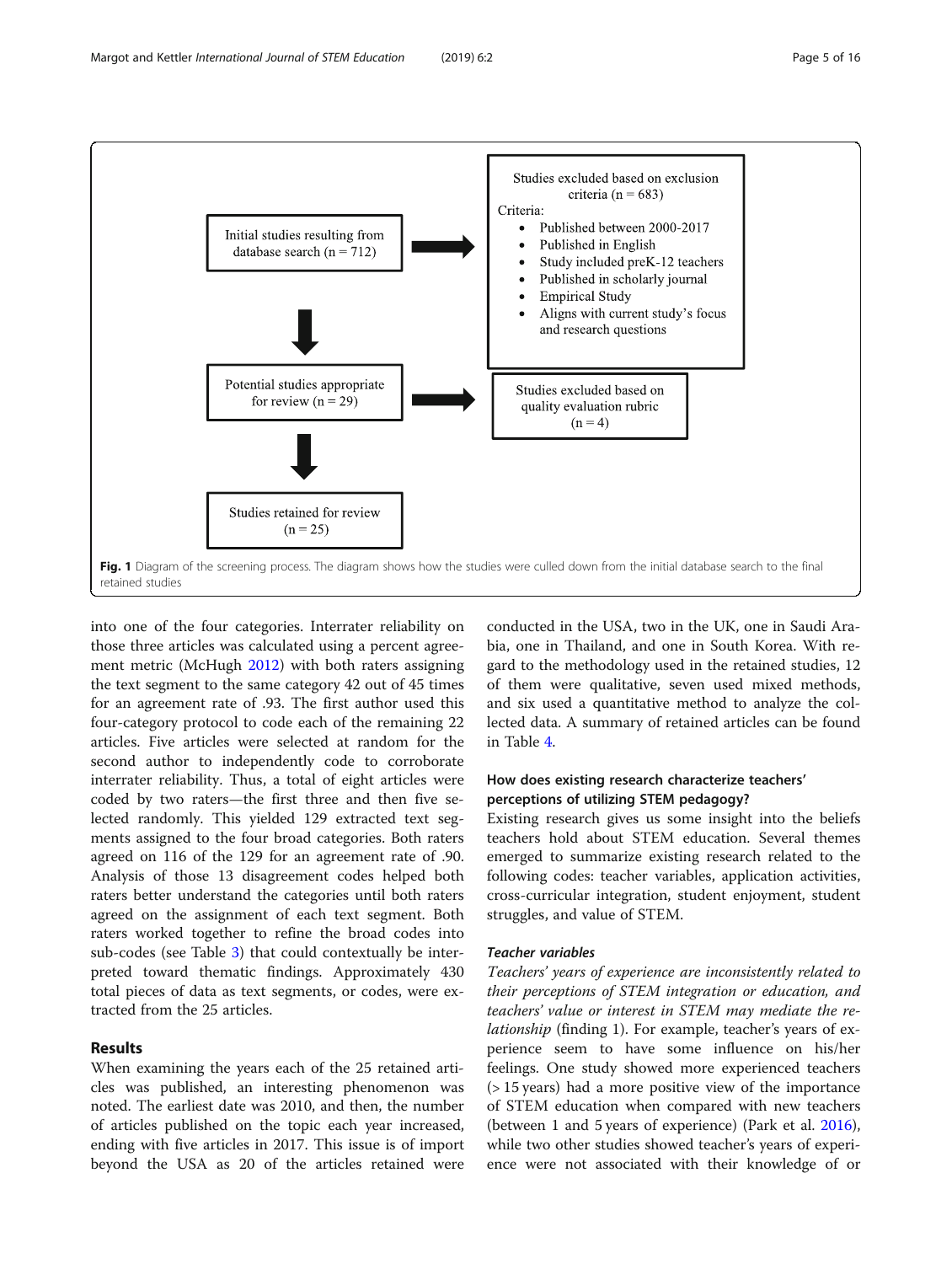Initial studies resulting from database search (n = 712)

Studies excluded based on exclusion criteria (n = 683)

Criteria:

- Published between 2000-2017
- Published in English
- Study included preK-12 teachers
- Published in scholarly journal
- Empirical Study
- Aligns with current study's focus and research questions

Potential studies appropriate for review (n = 29)

Studies excluded based on quality evaluation rubric (n = 4)

Studies retained for review (n = 25)

**Fig. 1** Diagram of the screening process. The diagram shows how the studies were culled down from the initial database search to the final retained studies

into one of the four categories. Interrater reliability on those three articles was calculated using a percent agreement metric (McHugh 2012) with both raters assigning the text segment to the same category 42 out of 45 times for an agreement rate of .93. The first author used this four-category protocol to code each of the remaining 22 articles. Five articles were selected at random for the second author to independently code to corroborate interrater reliability. Thus, a total of eight articles were coded by two raters—the first three and then five selected randomly. This yielded 129 extracted text segments assigned to the four broad categories. Both raters agreed on 116 of the 129 for an agreement rate of .90. Analysis of those 13 disagreement codes helped both raters better understand the categories until both raters agreed on the assignment of each text segment. Both raters worked together to refine the broad codes into sub-codes (see Table 3) that could contextually be interpreted toward thematic findings. Approximately 430 total pieces of data as text segments, or codes, were extracted from the 25 articles.

## Results

When examining the years each of the 25 retained articles was published, an interesting phenomenon was noted. The earliest date was 2010, and then, the number of articles published on the topic each year increased, ending with five articles in 2017. This issue is of import beyond the USA as 20 of the articles retained were conducted in the USA, two in the UK, one in Saudi Arabia, one in Thailand, and one in South Korea. With regard to the methodology used in the retained studies, 12 of them were qualitative, seven used mixed methods, and six used a quantitative method to analyze the collected data. A summary of retained articles can be found in Table 4.

### How does existing research characterize teachers' perceptions of utilizing STEM pedagogy?

Existing research gives us some insight into the beliefs teachers hold about STEM education. Several themes emerged to summarize existing research related to the following codes: teacher variables, application activities, cross-curricular integration, student enjoyment, student struggles, and value of STEM.

#### *Teacher variables*

*Teachers' years of experience are inconsistently related to their perceptions of STEM integration or education, and teachers' value or interest in STEM may mediate the relationship* (finding 1). For example, teacher's years of experience seem to have some influence on his/her feelings. One study showed more experienced teachers (> 15 years) had a more positive view of the importance of STEM education when compared with new teachers (between 1 and 5 years of experience) (Park et al. 2016), while two other studies showed teacher's years of experience were not associated with their knowledge of or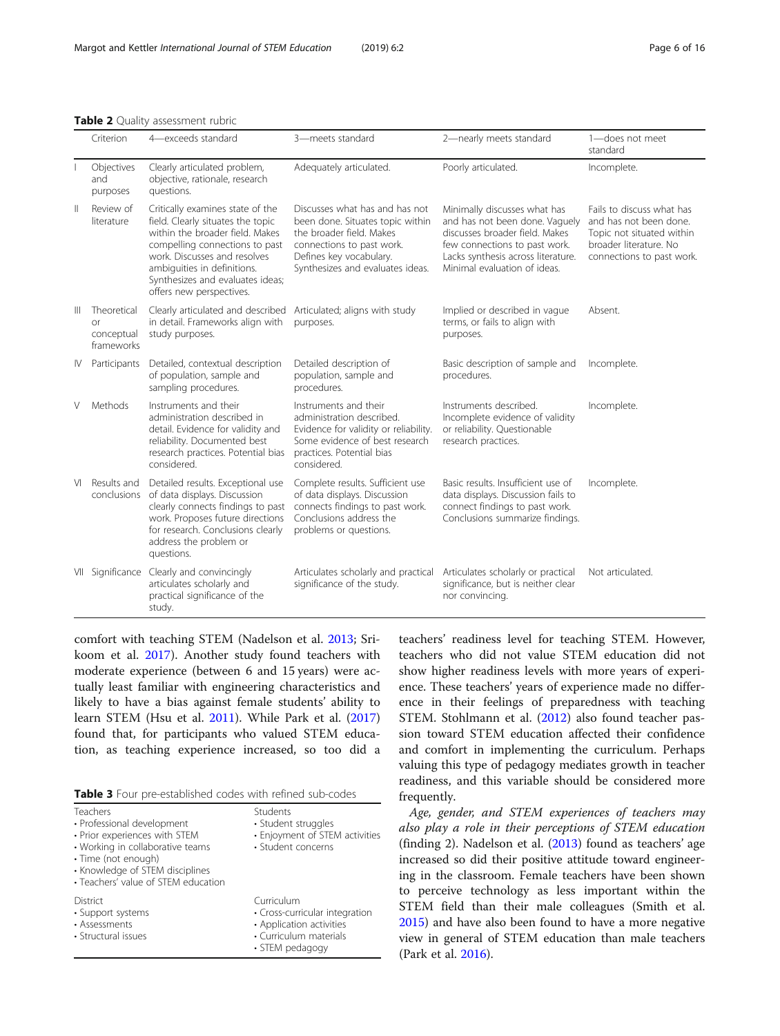**Table 2** Quality assessment rubric

| | Criterion | 4—exceeds standard | 3—meets standard | 2—nearly meets standard | 1—does not meet standard |
|---|---|---|---|---|---|
| I | Objectives and purposes | Clearly articulated problem, objective, rationale, research questions. | Adequately articulated. | Poorly articulated. | Incomplete. |
| II | Review of literature | Critically examines state of the field. Clearly situates the topic within the broader field. Makes compelling connections to past work. Discusses and resolves ambiguities in definitions. Synthesizes and evaluates ideas; offers new perspectives. | Discusses what has and has not been done. Situates topic within the broader field. Makes connections to past work. Defines key vocabulary. Synthesizes and evaluates ideas. | Minimally discusses what has and has not been done. Vaguely discusses broader field. Makes few connections to past work. Lacks synthesis across literature. Minimal evaluation of ideas. | Fails to discuss what has and has not been done. Topic not situated within broader literature. No connections to past work. |
| III | Theoretical or conceptual frameworks | Clearly articulated and described in detail. Frameworks align with study purposes. | Articulated; aligns with study purposes. | Implied or described in vague terms, or fails to align with purposes. | Absent. |
| IV | Participants | Detailed, contextual description of population, sample and sampling procedures. | Detailed description of population, sample and procedures. | Basic description of sample and procedures. | Incomplete. |
| V | Methods | Instruments and their administration described in detail. Evidence for validity and reliability. Documented best research practices. Potential bias considered. | Instruments and their administration described. Evidence for validity or reliability. Some evidence of best research practices. Potential bias considered. | Instruments described. Incomplete evidence of validity or reliability. Questionable research practices. | Incomplete. |
| VI | Results and conclusions | Detailed results. Exceptional use of data displays. Discussion clearly connects findings to past work. Proposes future directions for research. Conclusions clearly address the problem or questions. | Complete results. Sufficient use of data displays. Discussion connects findings to past work. Conclusions address the problems or questions. | Basic results. Insufficient use of data displays. Discussion fails to connect findings to past work. Conclusions summarize findings. | Incomplete. |
| VII | Significance | Clearly and convincingly articulates scholarly and practical significance of the study. | Articulates scholarly and practical significance of the study. | Articulates scholarly or practical significance, but is neither clear nor convincing. | Not articulated. |

comfort with teaching STEM (Nadelson et al. 2013; Srikoom et al. 2017). Another study found teachers with moderate experience (between 6 and 15 years) were actually least familiar with engineering characteristics and likely to have a bias against female students' ability to learn STEM (Hsu et al. 2011). While Park et al. (2017) found that, for participants who valued STEM education, as teaching experience increased, so too did a teachers' readiness level for teaching STEM. However, teachers who did not value STEM education did not show higher readiness levels with more years of experience. These teachers' years of experience made no difference in their feelings of preparedness with teaching STEM. Stohlmann et al. (2012) also found teacher passion toward STEM education affected their confidence and comfort in implementing the curriculum. Perhaps valuing this type of pedagogy mediates growth in teacher readiness, and this variable should be considered more frequently.

**Table 3** Four pre-established codes with refined sub-codes

| Teachers | Students |
|---|---|
| • Professional development<br>• Prior experiences with STEM<br>• Working in collaborative teams<br>• Time (not enough)<br>• Knowledge of STEM disciplines<br>• Teachers' value of STEM education | • Student struggles<br>• Enjoyment of STEM activities<br>• Student concerns |
| **District** | **Curriculum** |
| • Support systems<br>• Assessments<br>• Structural issues | • Cross-curricular integration<br>• Application activities<br>• Curriculum materials<br>• STEM pedagogy |

*Age, gender, and STEM experiences of teachers may also play a role in their perceptions of STEM education* (finding 2). Nadelson et al. (2013) found as teachers' age increased so did their positive attitude toward engineering in the classroom. Female teachers have been shown to perceive technology as less important within the STEM field than their male colleagues (Smith et al. 2015) and have also been found to have a more negative view in general of STEM education than male teachers (Park et al. 2016).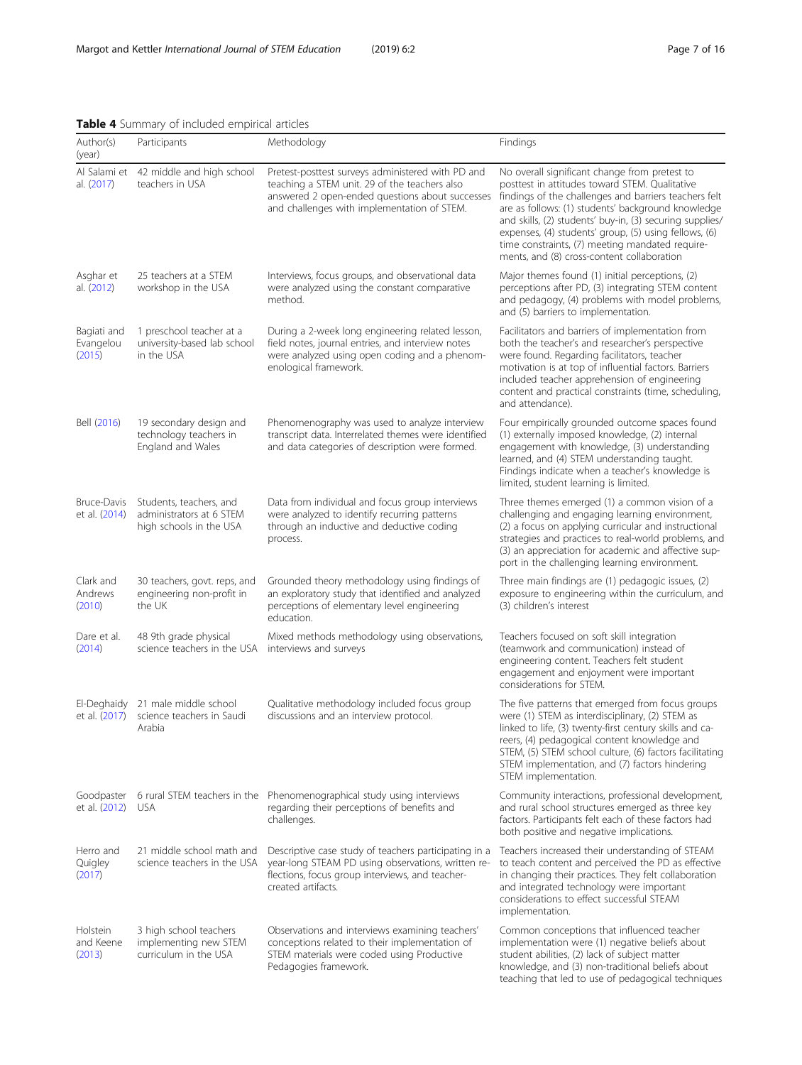**Table 4** Summary of included empirical articles

| Author(s) (year) | Participants | Methodology | Findings |
|---|---|---|---|
| Al Salami et al. (2017) | 42 middle and high school teachers in USA | Pretest-posttest surveys administered with PD and teaching a STEM unit. 29 of the teachers also answered 2 open-ended questions about successes and challenges with implementation of STEM. | No overall significant change from pretest to posttest in attitudes toward STEM. Qualitative findings of the challenges and barriers teachers felt are as follows: (1) students' background knowledge and skills, (2) students' buy-in, (3) securing supplies/expenses, (4) students' group, (5) using fellows, (6) time constraints, (7) meeting mandated requirements, and (8) cross-content collaboration |
| Asghar et al. (2012) | 25 teachers at a STEM workshop in the USA | Interviews, focus groups, and observational data were analyzed using the constant comparative method. | Major themes found (1) initial perceptions, (2) perceptions after PD, (3) integrating STEM content and pedagogy, (4) problems with model problems, and (5) barriers to implementation. |
| Bagiati and Evangelou (2015) | 1 preschool teacher at a university-based lab school in the USA | During a 2-week long engineering related lesson, field notes, journal entries, and interview notes were analyzed using open coding and a phenomenological framework. | Facilitators and barriers of implementation from both the teacher's and researcher's perspective were found. Regarding facilitators, teacher motivation is at top of influential factors. Barriers included teacher apprehension of engineering content and practical constraints (time, scheduling, and attendance). |
| Bell (2016) | 19 secondary design and technology teachers in England and Wales | Phenomenography was used to analyze interview transcript data. Interrelated themes were identified and data categories of description were formed. | Four empirically grounded outcome spaces found (1) externally imposed knowledge, (2) internal engagement with knowledge, (3) understanding learned, and (4) STEM understanding taught. Findings indicate when a teacher's knowledge is limited, student learning is limited. |
| Bruce-Davis et al. (2014) | Students, teachers, and administrators at 6 STEM high schools in the USA | Data from individual and focus group interviews were analyzed to identify recurring patterns through an inductive and deductive coding process. | Three themes emerged (1) a common vision of a challenging and engaging learning environment, (2) a focus on applying curricular and instructional strategies and practices to real-world problems, and (3) an appreciation for academic and affective support in the challenging learning environment. |
| Clark and Andrews (2010) | 30 teachers, govt. reps, and engineering non-profit in the UK | Grounded theory methodology using findings of an exploratory study that identified and analyzed perceptions of elementary level engineering education. | Three main findings are (1) pedagogic issues, (2) exposure to engineering within the curriculum, and (3) children's interest |
| Dare et al. (2014) | 48 9th grade physical science teachers in the USA | Mixed methods methodology using observations, interviews and surveys | Teachers focused on soft skill integration (teamwork and communication) instead of engineering content. Teachers felt student engagement and enjoyment were important considerations for STEM. |
| El-Deghaidy et al. (2017) | 21 male middle school science teachers in Saudi Arabia | Qualitative methodology included focus group discussions and an interview protocol. | The five patterns that emerged from focus groups were (1) STEM as interdisciplinary, (2) STEM as linked to life, (3) twenty-first century skills and careers, (4) pedagogical content knowledge and STEM, (5) STEM school culture, (6) factors facilitating STEM implementation, and (7) factors hindering STEM implementation. |
| Goodpaster et al. (2012) | 6 rural STEM teachers in the USA | Phenomenographical study using interviews regarding their perceptions of benefits and challenges. | Community interactions, professional development, and rural school structures emerged as three key factors. Participants felt each of these factors had both positive and negative implications. |
| Herro and Quigley (2017) | 21 middle school math and science teachers in the USA | Descriptive case study of teachers participating in a year-long STEAM PD using observations, written reflections, focus group interviews, and teacher-created artifacts. | Teachers increased their understanding of STEAM to teach content and perceived the PD as effective in changing their practices. They felt collaboration and integrated technology were important considerations to effect successful STEAM implementation. |
| Holstein and Keene (2013) | 3 high school teachers implementing new STEM curriculum in the USA | Observations and interviews examining teachers' conceptions related to their implementation of STEM materials were coded using Productive Pedagogies framework. | Common conceptions that influenced teacher implementation were (1) negative beliefs about student abilities, (2) lack of subject matter knowledge, and (3) non-traditional beliefs about teaching that led to use of pedagogical techniques |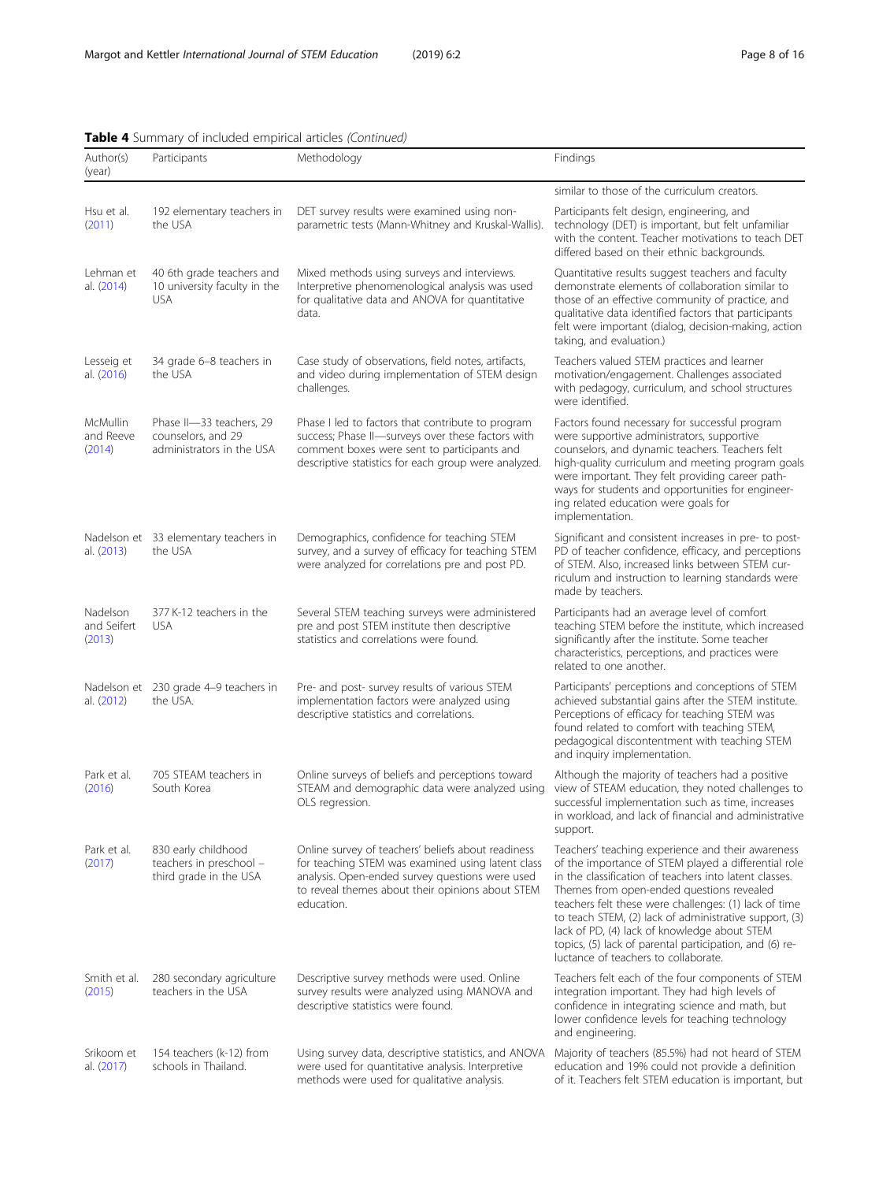**Table 4** Summary of included empirical articles *(Continued)*

| Author(s) (year) | Participants | Methodology | Findings |
|---|---|---|---|
| | | | similar to those of the curriculum creators. |
| Hsu et al. (2011) | 192 elementary teachers in the USA | DET survey results were examined using non-parametric tests (Mann-Whitney and Kruskal-Wallis). | Participants felt design, engineering, and technology (DET) is important, but felt unfamiliar with the content. Teacher motivations to teach DET differed based on their ethnic backgrounds. |
| Lehman et al. (2014) | 40 6th grade teachers and 10 university faculty in the USA | Mixed methods using surveys and interviews. Interpretive phenomenological analysis was used for qualitative data and ANOVA for quantitative data. | Quantitative results suggest teachers and faculty demonstrate elements of collaboration similar to those of an effective community of practice, and qualitative data identified factors that participants felt were important (dialog, decision-making, action taking, and evaluation.) |
| Lesseig et al. (2016) | 34 grade 6–8 teachers in the USA | Case study of observations, field notes, artifacts, and video during implementation of STEM design challenges. | Teachers valued STEM practices and learner motivation/engagement. Challenges associated with pedagogy, curriculum, and school structures were identified. |
| McMullin and Reeve (2014) | Phase II—33 teachers, 29 counselors, and 29 administrators in the USA | Phase I led to factors that contribute to program success; Phase II—surveys over these factors with comment boxes were sent to participants and descriptive statistics for each group were analyzed. | Factors found necessary for successful program were supportive administrators, supportive counselors, and dynamic teachers. Teachers felt high-quality curriculum and meeting program goals were important. They felt providing career pathways for students and opportunities for engineering related education were goals for implementation. |
| Nadelson et al. (2013) | 33 elementary teachers in the USA | Demographics, confidence for teaching STEM survey, and a survey of efficacy for teaching STEM were analyzed for correlations pre and post PD. | Significant and consistent increases in pre- to post-PD of teacher confidence, efficacy, and perceptions of STEM. Also, increased links between STEM curriculum and instruction to learning standards were made by teachers. |
| Nadelson and Seifert (2013) | 377 K-12 teachers in the USA | Several STEM teaching surveys were administered pre and post STEM institute then descriptive statistics and correlations were found. | Participants had an average level of comfort teaching STEM before the institute, which increased significantly after the institute. Some teacher characteristics, perceptions, and practices were related to one another. |
| Nadelson et al. (2012) | 230 grade 4–9 teachers in the USA. | Pre- and post- survey results of various STEM implementation factors were analyzed using descriptive statistics and correlations. | Participants' perceptions and conceptions of STEM achieved substantial gains after the STEM institute. Perceptions of efficacy for teaching STEM was found related to comfort with teaching STEM, pedagogical discontentment with teaching STEM and inquiry implementation. |
| Park et al. (2016) | 705 STEAM teachers in South Korea | Online surveys of beliefs and perceptions toward STEAM and demographic data were analyzed using OLS regression. | Although the majority of teachers had a positive view of STEAM education, they noted challenges to successful implementation such as time, increases in workload, and lack of financial and administrative support. |
| Park et al. (2017) | 830 early childhood teachers in preschool – third grade in the USA | Online survey of teachers' beliefs about readiness for teaching STEM was examined using latent class analysis. Open-ended survey questions were used to reveal themes about their opinions about STEM education. | Teachers' teaching experience and their awareness of the importance of STEM played a differential role in the classification of teachers into latent classes. Themes from open-ended questions revealed teachers felt these were challenges: (1) lack of time to teach STEM, (2) lack of administrative support, (3) lack of PD, (4) lack of knowledge about STEM topics, (5) lack of parental participation, and (6) reluctance of teachers to collaborate. |
| Smith et al. (2015) | 280 secondary agriculture teachers in the USA | Descriptive survey methods were used. Online survey results were analyzed using MANOVA and descriptive statistics were found. | Teachers felt each of the four components of STEM integration important. They had high levels of confidence in integrating science and math, but lower confidence levels for teaching technology and engineering. |
| Srikoom et al. (2017) | 154 teachers (k-12) from schools in Thailand. | Using survey data, descriptive statistics, and ANOVA were used for quantitative analysis. Interpretive methods were used for qualitative analysis. | Majority of teachers (85.5%) had not heard of STEM education and 19% could not provide a definition of it. Teachers felt STEM education is important, but |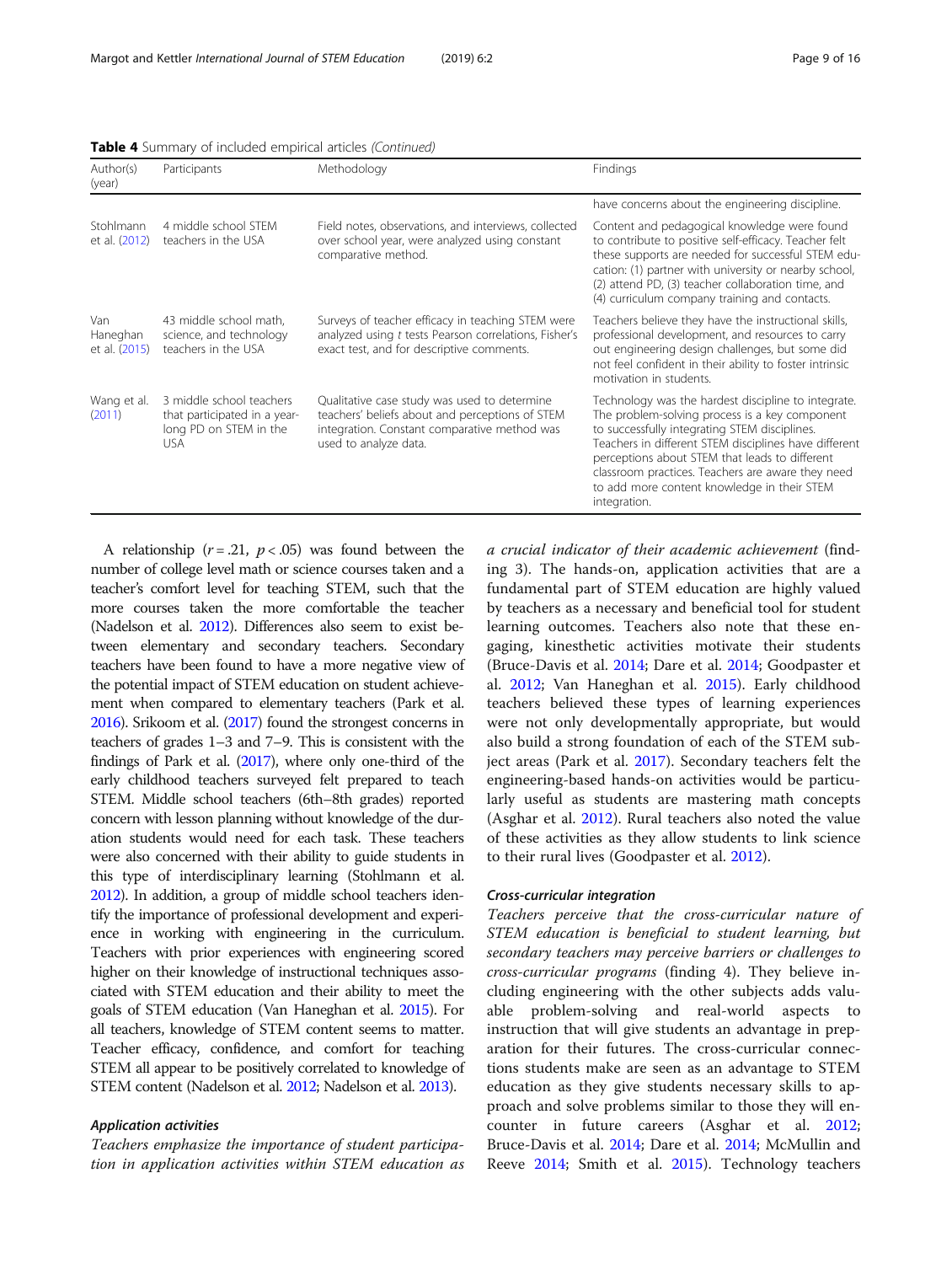**Table 4** Summary of included empirical articles *(Continued)*

| Author(s) (year) | Participants | Methodology | Findings |
|---|---|---|---|
| | | | have concerns about the engineering discipline. |
| Stohlmann et al. (2012) | 4 middle school STEM teachers in the USA | Field notes, observations, and interviews, collected over school year, were analyzed using constant comparative method. | Content and pedagogical knowledge were found to contribute to positive self-efficacy. Teacher felt these supports are needed for successful STEM education: (1) partner with university or nearby school, (2) attend PD, (3) teacher collaboration time, and (4) curriculum company training and contacts. |
| Van Haneghan et al. (2015) | 43 middle school math, science, and technology teachers in the USA | Surveys of teacher efficacy in teaching STEM were analyzed using *t* tests Pearson correlations, Fisher's exact test, and for descriptive comments. | Teachers believe they have the instructional skills, professional development, and resources to carry out engineering design challenges, but some did not feel confident in their ability to foster intrinsic motivation in students. |
| Wang et al. (2011) | 3 middle school teachers that participated in a year-long PD on STEM in the USA | Qualitative case study was used to determine teachers' beliefs about and perceptions of STEM integration. Constant comparative method was used to analyze data. | Technology was the hardest discipline to integrate. The problem-solving process is a key component to successfully integrating STEM disciplines. Teachers in different STEM disciplines have different perceptions about STEM that leads to different classroom practices. Teachers are aware they need to add more content knowledge in their STEM integration. |

A relationship ($r = .21$, $p < .05$) was found between the number of college level math or science courses taken and a teacher's comfort level for teaching STEM, such that the more courses taken the more comfortable the teacher (Nadelson et al. 2012). Differences also seem to exist between elementary and secondary teachers. Secondary teachers have been found to have a more negative view of the potential impact of STEM education on student achievement when compared to elementary teachers (Park et al. 2016). Srikoom et al. (2017) found the strongest concerns in teachers of grades 1–3 and 7–9. This is consistent with the findings of Park et al. (2017), where only one-third of the early childhood teachers surveyed felt prepared to teach STEM. Middle school teachers (6th–8th grades) reported concern with lesson planning without knowledge of the duration students would need for each task. These teachers were also concerned with their ability to guide students in this type of interdisciplinary learning (Stohlmann et al. 2012). In addition, a group of middle school teachers identify the importance of professional development and experience in working with engineering in the curriculum. Teachers with prior experiences with engineering scored higher on their knowledge of instructional techniques associated with STEM education and their ability to meet the goals of STEM education (Van Haneghan et al. 2015). For all teachers, knowledge of STEM content seems to matter. Teacher efficacy, confidence, and comfort for teaching STEM all appear to be positively correlated to knowledge of STEM content (Nadelson et al. 2012; Nadelson et al. 2013).

### Application activities

*Teachers emphasize the importance of student participation in application activities within STEM education as a crucial indicator of their academic achievement* (finding 3). The hands-on, application activities that are a fundamental part of STEM education are highly valued by teachers as a necessary and beneficial tool for student learning outcomes. Teachers also note that these engaging, kinesthetic activities motivate their students (Bruce-Davis et al. 2014; Dare et al. 2014; Goodpaster et al. 2012; Van Haneghan et al. 2015). Early childhood teachers believed these types of learning experiences were not only developmentally appropriate, but would also build a strong foundation of each of the STEM subject areas (Park et al. 2017). Secondary teachers felt the engineering-based hands-on activities would be particularly useful as students are mastering math concepts (Asghar et al. 2012). Rural teachers also noted the value of these activities as they allow students to link science to their rural lives (Goodpaster et al. 2012).

### Cross-curricular integration

*Teachers perceive that the cross-curricular nature of STEM education is beneficial to student learning, but secondary teachers may perceive barriers or challenges to cross-curricular programs* (finding 4). They believe including engineering with the other subjects adds valuable problem-solving and real-world aspects to instruction that will give students an advantage in preparation for their futures. The cross-curricular connections students make are seen as an advantage to STEM education as they give students necessary skills to approach and solve problems similar to those they will encounter in future careers (Asghar et al. 2012; Bruce-Davis et al. 2014; Dare et al. 2014; McMullin and Reeve 2014; Smith et al. 2015). Technology teachers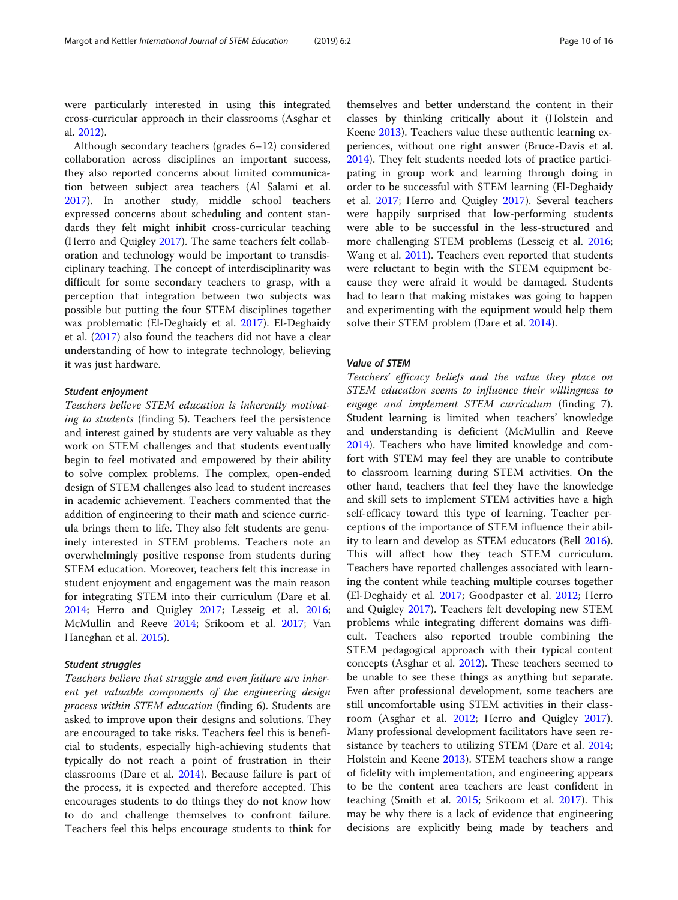were particularly interested in using this integrated cross-curricular approach in their classrooms (Asghar et al. 2012).

Although secondary teachers (grades 6–12) considered collaboration across disciplines an important success, they also reported concerns about limited communication between subject area teachers (Al Salami et al. 2017). In another study, middle school teachers expressed concerns about scheduling and content standards they felt might inhibit cross-curricular teaching (Herro and Quigley 2017). The same teachers felt collaboration and technology would be important to transdisciplinary teaching. The concept of interdisciplinarity was difficult for some secondary teachers to grasp, with a perception that integration between two subjects was possible but putting the four STEM disciplines together was problematic (El-Deghaidy et al. 2017). El-Deghaidy et al. (2017) also found the teachers did not have a clear understanding of how to integrate technology, believing it was just hardware.

#### Student enjoyment

*Teachers believe STEM education is inherently motivating to students* (finding 5). Teachers feel the persistence and interest gained by students are very valuable as they work on STEM challenges and that students eventually begin to feel motivated and empowered by their ability to solve complex problems. The complex, open-ended design of STEM challenges also lead to student increases in academic achievement. Teachers commented that the addition of engineering to their math and science curricula brings them to life. They also felt students are genuinely interested in STEM problems. Teachers note an overwhelmingly positive response from students during STEM education. Moreover, teachers felt this increase in student enjoyment and engagement was the main reason for integrating STEM into their curriculum (Dare et al. 2014; Herro and Quigley 2017; Lesseig et al. 2016; McMullin and Reeve 2014; Srikoom et al. 2017; Van Haneghan et al. 2015).

#### Student struggles

*Teachers believe that struggle and even failure are inherent yet valuable components of the engineering design process within STEM education* (finding 6). Students are asked to improve upon their designs and solutions. They are encouraged to take risks. Teachers feel this is beneficial to students, especially high-achieving students that typically do not reach a point of frustration in their classrooms (Dare et al. 2014). Because failure is part of the process, it is expected and therefore accepted. This encourages students to do things they do not know how to do and challenge themselves to confront failure. Teachers feel this helps encourage students to think for themselves and better understand the content in their classes by thinking critically about it (Holstein and Keene 2013). Teachers value these authentic learning experiences, without one right answer (Bruce-Davis et al. 2014). They felt students needed lots of practice participating in group work and learning through doing in order to be successful with STEM learning (El-Deghaidy et al. 2017; Herro and Quigley 2017). Several teachers were happily surprised that low-performing students were able to be successful in the less-structured and more challenging STEM problems (Lesseig et al. 2016; Wang et al. 2011). Teachers even reported that students were reluctant to begin with the STEM equipment because they were afraid it would be damaged. Students had to learn that making mistakes was going to happen and experimenting with the equipment would help them solve their STEM problem (Dare et al. 2014).

#### Value of STEM

*Teachers' efficacy beliefs and the value they place on STEM education seems to influence their willingness to engage and implement STEM curriculum* (finding 7). Student learning is limited when teachers' knowledge and understanding is deficient (McMullin and Reeve 2014). Teachers who have limited knowledge and comfort with STEM may feel they are unable to contribute to classroom learning during STEM activities. On the other hand, teachers that feel they have the knowledge and skill sets to implement STEM activities have a high self-efficacy toward this type of learning. Teacher perceptions of the importance of STEM influence their ability to learn and develop as STEM educators (Bell 2016). This will affect how they teach STEM curriculum. Teachers have reported challenges associated with learning the content while teaching multiple courses together (El-Deghaidy et al. 2017; Goodpaster et al. 2012; Herro and Quigley 2017). Teachers felt developing new STEM problems while integrating different domains was difficult. Teachers also reported trouble combining the STEM pedagogical approach with their typical content concepts (Asghar et al. 2012). These teachers seemed to be unable to see these things as anything but separate. Even after professional development, some teachers are still uncomfortable using STEM activities in their classroom (Asghar et al. 2012; Herro and Quigley 2017). Many professional development facilitators have seen resistance by teachers to utilizing STEM (Dare et al. 2014; Holstein and Keene 2013). STEM teachers show a range of fidelity with implementation, and engineering appears to be the content area teachers are least confident in teaching (Smith et al. 2015; Srikoom et al. 2017). This may be why there is a lack of evidence that engineering decisions are explicitly being made by teachers and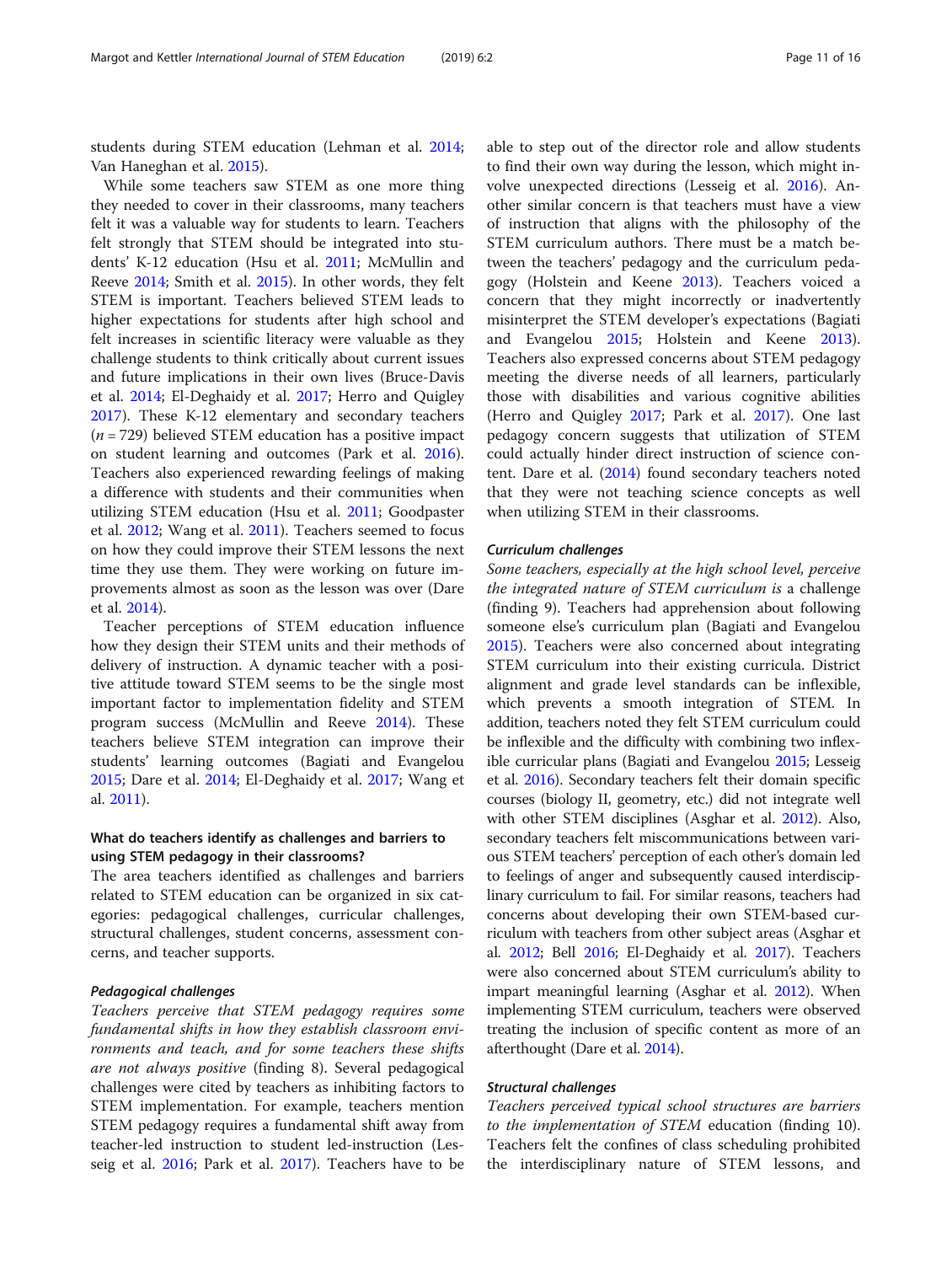students during STEM education (Lehman et al. 2014; Van Haneghan et al. 2015).

While some teachers saw STEM as one more thing they needed to cover in their classrooms, many teachers felt it was a valuable way for students to learn. Teachers felt strongly that STEM should be integrated into students' K-12 education (Hsu et al. 2011; McMullin and Reeve 2014; Smith et al. 2015). In other words, they felt STEM is important. Teachers believed STEM leads to higher expectations for students after high school and felt increases in scientific literacy were valuable as they challenge students to think critically about current issues and future implications in their own lives (Bruce-Davis et al. 2014; El-Deghaidy et al. 2017; Herro and Quigley 2017). These K-12 elementary and secondary teachers ($n$ = 729) believed STEM education has a positive impact on student learning and outcomes (Park et al. 2016). Teachers also experienced rewarding feelings of making a difference with students and their communities when utilizing STEM education (Hsu et al. 2011; Goodpaster et al. 2012; Wang et al. 2011). Teachers seemed to focus on how they could improve their STEM lessons the next time they use them. They were working on future improvements almost as soon as the lesson was over (Dare et al. 2014).

Teacher perceptions of STEM education influence how they design their STEM units and their methods of delivery of instruction. A dynamic teacher with a positive attitude toward STEM seems to be the single most important factor to implementation fidelity and STEM program success (McMullin and Reeve 2014). These teachers believe STEM integration can improve their students' learning outcomes (Bagiati and Evangelou 2015; Dare et al. 2014; El-Deghaidy et al. 2017; Wang et al. 2011).

### What do teachers identify as challenges and barriers to using STEM pedagogy in their classrooms?

The area teachers identified as challenges and barriers related to STEM education can be organized in six categories: pedagogical challenges, curricular challenges, structural challenges, student concerns, assessment concerns, and teacher supports.

#### *Pedagogical challenges*

*Teachers perceive that STEM pedagogy requires some fundamental shifts in how they establish classroom environments and teach, and for some teachers these shifts are not always positive* (finding 8). Several pedagogical challenges were cited by teachers as inhibiting factors to STEM implementation. For example, teachers mention STEM pedagogy requires a fundamental shift away from teacher-led instruction to student led-instruction (Lesseig et al. 2016; Park et al. 2017). Teachers have to be able to step out of the director role and allow students to find their own way during the lesson, which might involve unexpected directions (Lesseig et al. 2016). Another similar concern is that teachers must have a view of instruction that aligns with the philosophy of the STEM curriculum authors. There must be a match between the teachers' pedagogy and the curriculum pedagogy (Holstein and Keene 2013). Teachers voiced a concern that they might incorrectly or inadvertently misinterpret the STEM developer's expectations (Bagiati and Evangelou 2015; Holstein and Keene 2013). Teachers also expressed concerns about STEM pedagogy meeting the diverse needs of all learners, particularly those with disabilities and various cognitive abilities (Herro and Quigley 2017; Park et al. 2017). One last pedagogy concern suggests that utilization of STEM could actually hinder direct instruction of science content. Dare et al. (2014) found secondary teachers noted that they were not teaching science concepts as well when utilizing STEM in their classrooms.

#### *Curriculum challenges*

*Some teachers, especially at the high school level, perceive the integrated nature of STEM curriculum is* a challenge (finding 9). Teachers had apprehension about following someone else's curriculum plan (Bagiati and Evangelou 2015). Teachers were also concerned about integrating STEM curriculum into their existing curricula. District alignment and grade level standards can be inflexible, which prevents a smooth integration of STEM. In addition, teachers noted they felt STEM curriculum could be inflexible and the difficulty with combining two inflexible curricular plans (Bagiati and Evangelou 2015; Lesseig et al. 2016). Secondary teachers felt their domain specific courses (biology II, geometry, etc.) did not integrate well with other STEM disciplines (Asghar et al. 2012). Also, secondary teachers felt miscommunications between various STEM teachers' perception of each other's domain led to feelings of anger and subsequently caused interdisciplinary curriculum to fail. For similar reasons, teachers had concerns about developing their own STEM-based curriculum with teachers from other subject areas (Asghar et al. 2012; Bell 2016; El-Deghaidy et al. 2017). Teachers were also concerned about STEM curriculum's ability to impart meaningful learning (Asghar et al. 2012). When implementing STEM curriculum, teachers were observed treating the inclusion of specific content as more of an afterthought (Dare et al. 2014).

#### *Structural challenges*

*Teachers perceived typical school structures are barriers to the implementation of STEM* education (finding 10). Teachers felt the confines of class scheduling prohibited the interdisciplinary nature of STEM lessons, and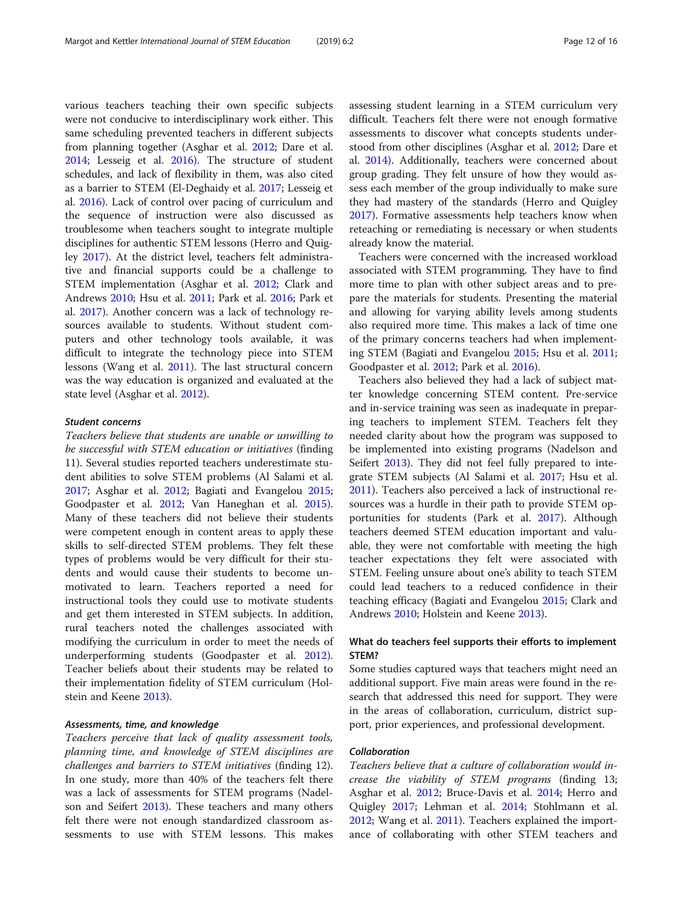various teachers teaching their own specific subjects were not conducive to interdisciplinary work either. This same scheduling prevented teachers in different subjects from planning together (Asghar et al. 2012; Dare et al. 2014; Lesseig et al. 2016). The structure of student schedules, and lack of flexibility in them, was also cited as a barrier to STEM (El-Deghaidy et al. 2017; Lesseig et al. 2016). Lack of control over pacing of curriculum and the sequence of instruction were also discussed as troublesome when teachers sought to integrate multiple disciplines for authentic STEM lessons (Herro and Quigley 2017). At the district level, teachers felt administrative and financial supports could be a challenge to STEM implementation (Asghar et al. 2012; Clark and Andrews 2010; Hsu et al. 2011; Park et al. 2016; Park et al. 2017). Another concern was a lack of technology resources available to students. Without student computers and other technology tools available, it was difficult to integrate the technology piece into STEM lessons (Wang et al. 2011). The last structural concern was the way education is organized and evaluated at the state level (Asghar et al. 2012).

#### Student concerns

*Teachers believe that students are unable or unwilling to be successful with STEM education or initiatives* (finding 11). Several studies reported teachers underestimate student abilities to solve STEM problems (Al Salami et al. 2017; Asghar et al. 2012; Bagiati and Evangelou 2015; Goodpaster et al. 2012; Van Haneghan et al. 2015). Many of these teachers did not believe their students were competent enough in content areas to apply these skills to self-directed STEM problems. They felt these types of problems would be very difficult for their students and would cause their students to become unmotivated to learn. Teachers reported a need for instructional tools they could use to motivate students and get them interested in STEM subjects. In addition, rural teachers noted the challenges associated with modifying the curriculum in order to meet the needs of underperforming students (Goodpaster et al. 2012). Teacher beliefs about their students may be related to their implementation fidelity of STEM curriculum (Holstein and Keene 2013).

#### Assessments, time, and knowledge

*Teachers perceive that lack of quality assessment tools, planning time, and knowledge of STEM disciplines are challenges and barriers to STEM initiatives* (finding 12). In one study, more than 40% of the teachers felt there was a lack of assessments for STEM programs (Nadelson and Seifert 2013). These teachers and many others felt there were not enough standardized classroom assessments to use with STEM lessons. This makes assessing student learning in a STEM curriculum very difficult. Teachers felt there were not enough formative assessments to discover what concepts students understood from other disciplines (Asghar et al. 2012; Dare et al. 2014). Additionally, teachers were concerned about group grading. They felt unsure of how they would assess each member of the group individually to make sure they had mastery of the standards (Herro and Quigley 2017). Formative assessments help teachers know when reteaching or remediating is necessary or when students already know the material.

Teachers were concerned with the increased workload associated with STEM programming. They have to find more time to plan with other subject areas and to prepare the materials for students. Presenting the material and allowing for varying ability levels among students also required more time. This makes a lack of time one of the primary concerns teachers had when implementing STEM (Bagiati and Evangelou 2015; Hsu et al. 2011; Goodpaster et al. 2012; Park et al. 2016).

Teachers also believed they had a lack of subject matter knowledge concerning STEM content. Pre-service and in-service training was seen as inadequate in preparing teachers to implement STEM. Teachers felt they needed clarity about how the program was supposed to be implemented into existing programs (Nadelson and Seifert 2013). They did not feel fully prepared to integrate STEM subjects (Al Salami et al. 2017; Hsu et al. 2011). Teachers also perceived a lack of instructional resources was a hurdle in their path to provide STEM opportunities for students (Park et al. 2017). Although teachers deemed STEM education important and valuable, they were not comfortable with meeting the high teacher expectations they felt were associated with STEM. Feeling unsure about one's ability to teach STEM could lead teachers to a reduced confidence in their teaching efficacy (Bagiati and Evangelou 2015; Clark and Andrews 2010; Holstein and Keene 2013).

### What do teachers feel supports their efforts to implement STEM?

Some studies captured ways that teachers might need an additional support. Five main areas were found in the research that addressed this need for support. They were in the areas of collaboration, curriculum, district support, prior experiences, and professional development.

#### Collaboration

*Teachers believe that a culture of collaboration would increase the viability of STEM programs* (finding 13; Asghar et al. 2012; Bruce-Davis et al. 2014; Herro and Quigley 2017; Lehman et al. 2014; Stohlmann et al. 2012; Wang et al. 2011). Teachers explained the importance of collaborating with other STEM teachers and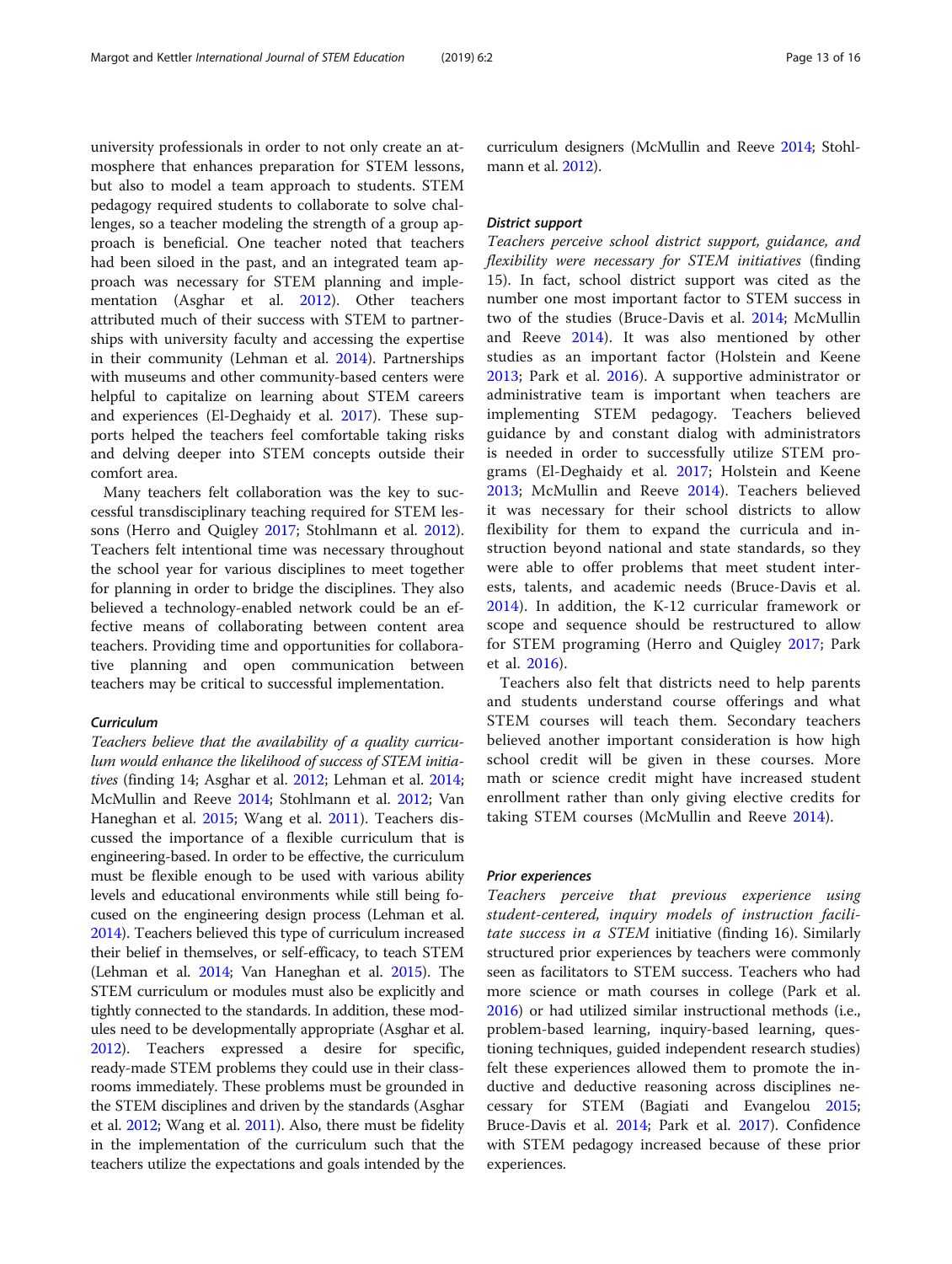university professionals in order to not only create an atmosphere that enhances preparation for STEM lessons, but also to model a team approach to students. STEM pedagogy required students to collaborate to solve challenges, so a teacher modeling the strength of a group approach is beneficial. One teacher noted that teachers had been siloed in the past, and an integrated team approach was necessary for STEM planning and implementation (Asghar et al. 2012). Other teachers attributed much of their success with STEM to partnerships with university faculty and accessing the expertise in their community (Lehman et al. 2014). Partnerships with museums and other community-based centers were helpful to capitalize on learning about STEM careers and experiences (El-Deghaidy et al. 2017). These supports helped the teachers feel comfortable taking risks and delving deeper into STEM concepts outside their comfort area.

Many teachers felt collaboration was the key to successful transdisciplinary teaching required for STEM lessons (Herro and Quigley 2017; Stohlmann et al. 2012). Teachers felt intentional time was necessary throughout the school year for various disciplines to meet together for planning in order to bridge the disciplines. They also believed a technology-enabled network could be an effective means of collaborating between content area teachers. Providing time and opportunities for collaborative planning and open communication between teachers may be critical to successful implementation.

#### Curriculum

*Teachers believe that the availability of a quality curriculum would enhance the likelihood of success of STEM initiatives* (finding 14; Asghar et al. 2012; Lehman et al. 2014; McMullin and Reeve 2014; Stohlmann et al. 2012; Van Haneghan et al. 2015; Wang et al. 2011). Teachers discussed the importance of a flexible curriculum that is engineering-based. In order to be effective, the curriculum must be flexible enough to be used with various ability levels and educational environments while still being focused on the engineering design process (Lehman et al. 2014). Teachers believed this type of curriculum increased their belief in themselves, or self-efficacy, to teach STEM (Lehman et al. 2014; Van Haneghan et al. 2015). The STEM curriculum or modules must also be explicitly and tightly connected to the standards. In addition, these modules need to be developmentally appropriate (Asghar et al. 2012). Teachers expressed a desire for specific, ready-made STEM problems they could use in their classrooms immediately. These problems must be grounded in the STEM disciplines and driven by the standards (Asghar et al. 2012; Wang et al. 2011). Also, there must be fidelity in the implementation of the curriculum such that the teachers utilize the expectations and goals intended by the curriculum designers (McMullin and Reeve 2014; Stohlmann et al. 2012).

#### District support

*Teachers perceive school district support, guidance, and flexibility were necessary for STEM initiatives* (finding 15). In fact, school district support was cited as the number one most important factor to STEM success in two of the studies (Bruce-Davis et al. 2014; McMullin and Reeve 2014). It was also mentioned by other studies as an important factor (Holstein and Keene 2013; Park et al. 2016). A supportive administrator or administrative team is important when teachers are implementing STEM pedagogy. Teachers believed guidance by and constant dialog with administrators is needed in order to successfully utilize STEM programs (El-Deghaidy et al. 2017; Holstein and Keene 2013; McMullin and Reeve 2014). Teachers believed it was necessary for their school districts to allow flexibility for them to expand the curricula and instruction beyond national and state standards, so they were able to offer problems that meet student interests, talents, and academic needs (Bruce-Davis et al. 2014). In addition, the K-12 curricular framework or scope and sequence should be restructured to allow for STEM programing (Herro and Quigley 2017; Park et al. 2016).

Teachers also felt that districts need to help parents and students understand course offerings and what STEM courses will teach them. Secondary teachers believed another important consideration is how high school credit will be given in these courses. More math or science credit might have increased student enrollment rather than only giving elective credits for taking STEM courses (McMullin and Reeve 2014).

#### Prior experiences

*Teachers perceive that previous experience using student-centered, inquiry models of instruction facilitate success in a STEM* initiative (finding 16). Similarly structured prior experiences by teachers were commonly seen as facilitators to STEM success. Teachers who had more science or math courses in college (Park et al. 2016) or had utilized similar instructional methods (i.e., problem-based learning, inquiry-based learning, questioning techniques, guided independent research studies) felt these experiences allowed them to promote the inductive and deductive reasoning across disciplines necessary for STEM (Bagiati and Evangelou 2015; Bruce-Davis et al. 2014; Park et al. 2017). Confidence with STEM pedagogy increased because of these prior experiences.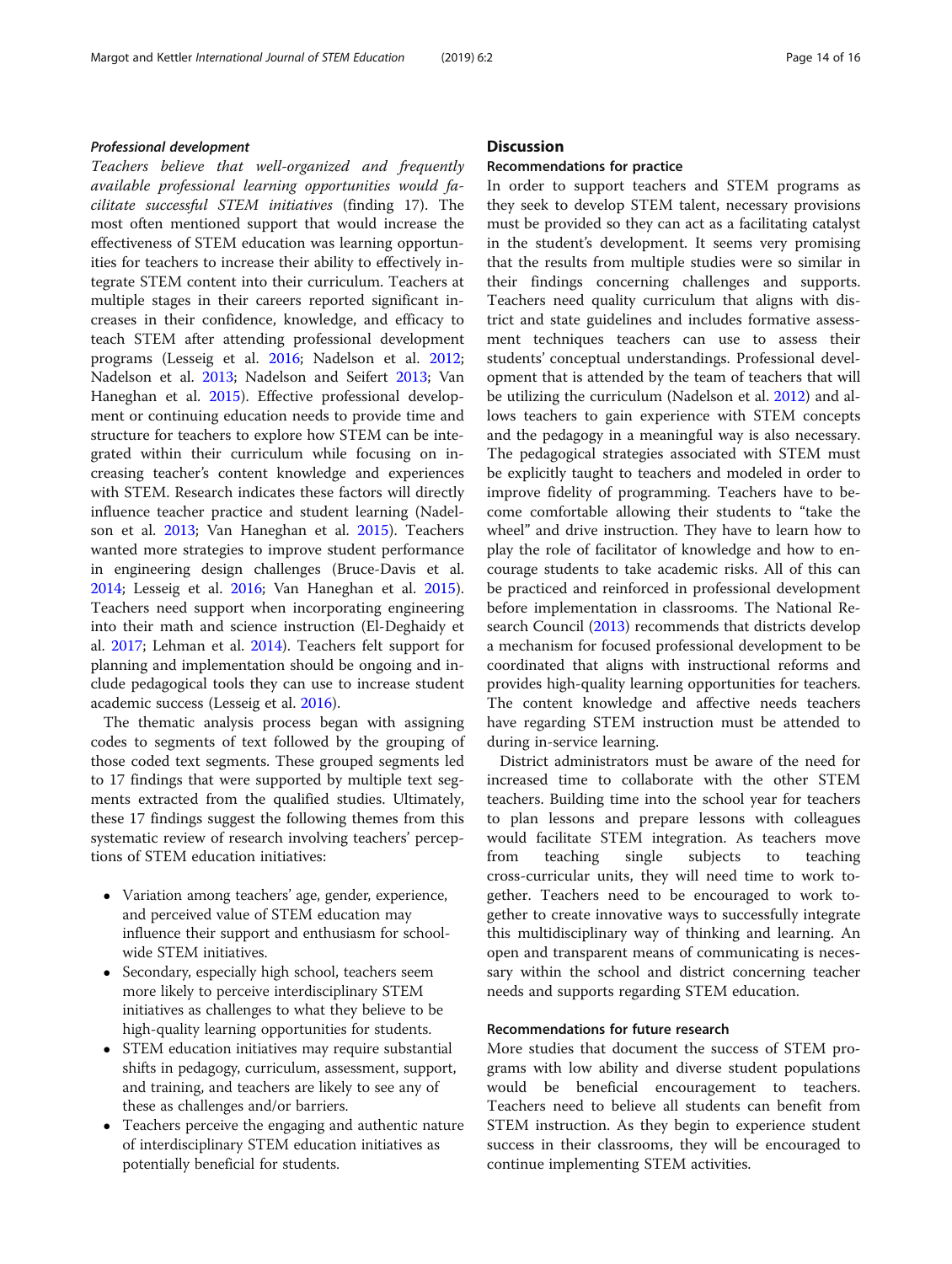#### *Professional development*

*Teachers believe that well-organized and frequently available professional learning opportunities would facilitate successful STEM initiatives* (finding 17). The most often mentioned support that would increase the effectiveness of STEM education was learning opportunities for teachers to increase their ability to effectively integrate STEM content into their curriculum. Teachers at multiple stages in their careers reported significant increases in their confidence, knowledge, and efficacy to teach STEM after attending professional development programs (Lesseig et al. 2016; Nadelson et al. 2012; Nadelson et al. 2013; Nadelson and Seifert 2013; Van Haneghan et al. 2015). Effective professional development or continuing education needs to provide time and structure for teachers to explore how STEM can be integrated within their curriculum while focusing on increasing teacher's content knowledge and experiences with STEM. Research indicates these factors will directly influence teacher practice and student learning (Nadelson et al. 2013; Van Haneghan et al. 2015). Teachers wanted more strategies to improve student performance in engineering design challenges (Bruce-Davis et al. 2014; Lesseig et al. 2016; Van Haneghan et al. 2015). Teachers need support when incorporating engineering into their math and science instruction (El-Deghaidy et al. 2017; Lehman et al. 2014). Teachers felt support for planning and implementation should be ongoing and include pedagogical tools they can use to increase student academic success (Lesseig et al. 2016).

The thematic analysis process began with assigning codes to segments of text followed by the grouping of those coded text segments. These grouped segments led to 17 findings that were supported by multiple text segments extracted from the qualified studies. Ultimately, these 17 findings suggest the following themes from this systematic review of research involving teachers' perceptions of STEM education initiatives:

- Variation among teachers' age, gender, experience, and perceived value of STEM education may influence their support and enthusiasm for school-wide STEM initiatives.
- Secondary, especially high school, teachers seem more likely to perceive interdisciplinary STEM initiatives as challenges to what they believe to be high-quality learning opportunities for students.
- STEM education initiatives may require substantial shifts in pedagogy, curriculum, assessment, support, and training, and teachers are likely to see any of these as challenges and/or barriers.
- Teachers perceive the engaging and authentic nature of interdisciplinary STEM education initiatives as potentially beneficial for students.

## Discussion

### Recommendations for practice

In order to support teachers and STEM programs as they seek to develop STEM talent, necessary provisions must be provided so they can act as a facilitating catalyst in the student's development. It seems very promising that the results from multiple studies were so similar in their findings concerning challenges and supports. Teachers need quality curriculum that aligns with district and state guidelines and includes formative assessment techniques teachers can use to assess their students' conceptual understandings. Professional development that is attended by the team of teachers that will be utilizing the curriculum (Nadelson et al. 2012) and allows teachers to gain experience with STEM concepts and the pedagogy in a meaningful way is also necessary. The pedagogical strategies associated with STEM must be explicitly taught to teachers and modeled in order to improve fidelity of programming. Teachers have to become comfortable allowing their students to "take the wheel" and drive instruction. They have to learn how to play the role of facilitator of knowledge and how to encourage students to take academic risks. All of this can be practiced and reinforced in professional development before implementation in classrooms. The National Research Council (2013) recommends that districts develop a mechanism for focused professional development to be coordinated that aligns with instructional reforms and provides high-quality learning opportunities for teachers. The content knowledge and affective needs teachers have regarding STEM instruction must be attended to during in-service learning.

District administrators must be aware of the need for increased time to collaborate with the other STEM teachers. Building time into the school year for teachers to plan lessons and prepare lessons with colleagues would facilitate STEM integration. As teachers move from teaching single subjects to teaching cross-curricular units, they will need time to work together. Teachers need to be encouraged to work together to create innovative ways to successfully integrate this multidisciplinary way of thinking and learning. An open and transparent means of communicating is necessary within the school and district concerning teacher needs and supports regarding STEM education.

### Recommendations for future research

More studies that document the success of STEM programs with low ability and diverse student populations would be beneficial encouragement to teachers. Teachers need to believe all students can benefit from STEM instruction. As they begin to experience student success in their classrooms, they will be encouraged to continue implementing STEM activities.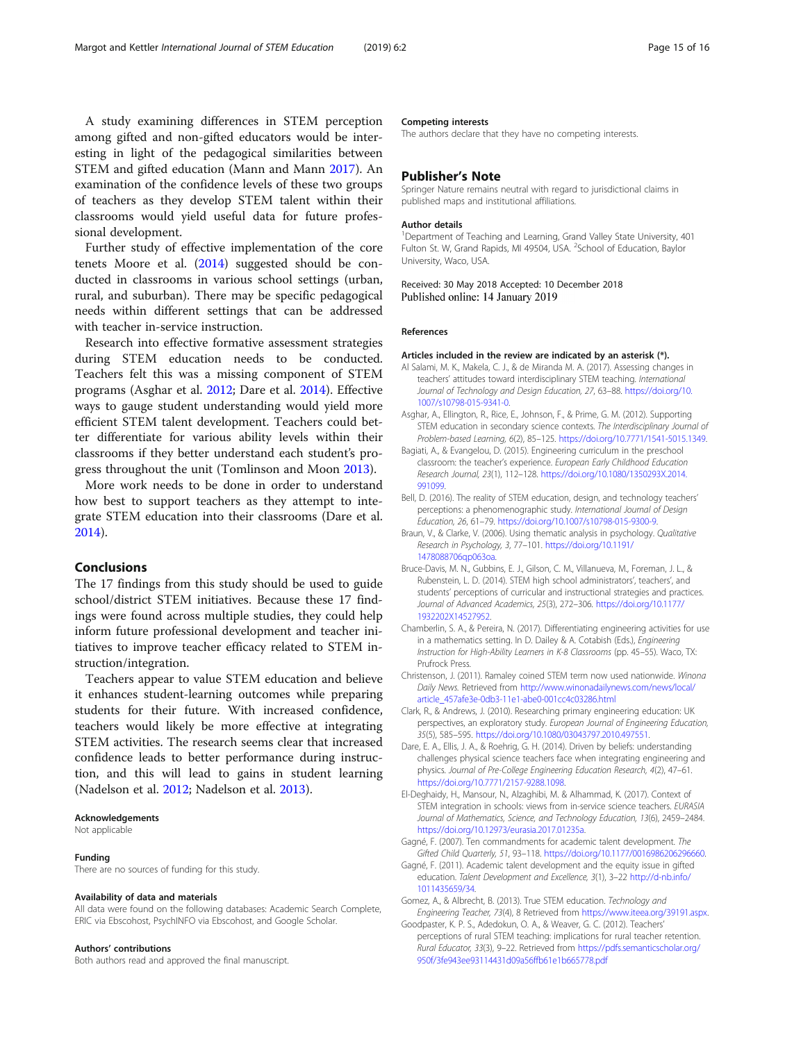A study examining differences in STEM perception among gifted and non-gifted educators would be interesting in light of the pedagogical similarities between STEM and gifted education (Mann and Mann 2017). An examination of the confidence levels of these two groups of teachers as they develop STEM talent within their classrooms would yield useful data for future professional development.

Further study of effective implementation of the core tenets Moore et al. (2014) suggested should be conducted in classrooms in various school settings (urban, rural, and suburban). There may be specific pedagogical needs within different settings that can be addressed with teacher in-service instruction.

Research into effective formative assessment strategies during STEM education needs to be conducted. Teachers felt this was a missing component of STEM programs (Asghar et al. 2012; Dare et al. 2014). Effective ways to gauge student understanding would yield more efficient STEM talent development. Teachers could better differentiate for various ability levels within their classrooms if they better understand each student's progress throughout the unit (Tomlinson and Moon 2013).

More work needs to be done in order to understand how best to support teachers as they attempt to integrate STEM education into their classrooms (Dare et al. 2014).

## Conclusions

The 17 findings from this study should be used to guide school/district STEM initiatives. Because these 17 findings were found across multiple studies, they could help inform future professional development and teacher initiatives to improve teacher efficacy related to STEM instruction/integration.

Teachers appear to value STEM education and believe it enhances student-learning outcomes while preparing students for their future. With increased confidence, teachers would likely be more effective at integrating STEM activities. The research seems clear that increased confidence leads to better performance during instruction, and this will lead to gains in student learning (Nadelson et al. 2012; Nadelson et al. 2013).

#### Acknowledgements

Not applicable

#### Funding

There are no sources of funding for this study.

#### Availability of data and materials

All data were found on the following databases: Academic Search Complete, ERIC via Ebscohost, PsychINFO via Ebscohost, and Google Scholar.

#### Authors' contributions

Both authors read and approved the final manuscript.

#### Competing interests

The authors declare that they have no competing interests.

## Publisher's Note

Springer Nature remains neutral with regard to jurisdictional claims in published maps and institutional affiliations.

#### Author details

[1]Department of Teaching and Learning, Grand Valley State University, 401 Fulton St. W, Grand Rapids, MI 49504, USA. [2]School of Education, Baylor University, Waco, USA.

Received: 30 May 2018 Accepted: 10 December 2018
Published online: 14 January 2019

#### References

**Articles included in the review are indicated by an asterisk (*).**

Al Salami, M. K., Makela, C. J., & de Miranda M. A. (2017). Assessing changes in teachers' attitudes toward interdisciplinary STEM teaching. *International Journal of Technology and Design Education, 27*, 63–88. https://doi.org/10.1007/s10798-015-9341-0.

Asghar, A., Ellington, R., Rice, E., Johnson, F., & Prime, G. M. (2012). Supporting STEM education in secondary science contexts. *The Interdisciplinary Journal of Problem-based Learning, 6*(2), 85–125. https://doi.org/10.7771/1541-5015.1349.

Bagiati, A., & Evangelou, D. (2015). Engineering curriculum in the preschool classroom: the teacher's experience. *European Early Childhood Education Research Journal, 23*(1), 112–128. https://doi.org/10.1080/1350293X.2014.991099.

Bell, D. (2016). The reality of STEM education, design, and technology teachers' perceptions: a phenomenographic study. *International Journal of Design Education, 26*, 61–79. https://doi.org/10.1007/s10798-015-9300-9.

Braun, V., & Clarke, V. (2006). Using thematic analysis in psychology. *Qualitative Research in Psychology, 3*, 77–101. https://doi.org/10.1191/1478088706qp063oa.

Bruce-Davis, M. N., Gubbins, E. J., Gilson, C. M., Villanueva, M., Foreman, J. L., & Rubenstein, L. D. (2014). STEM high school administrators', teachers', and students' perceptions of curricular and instructional strategies and practices. *Journal of Advanced Academics, 25*(3), 272–306. https://doi.org/10.1177/1932202X14527952.

Chamberlin, S. A., & Pereira, N. (2017). Differentiating engineering activities for use in a mathematics setting. In D. Dailey & A. Cotabish (Eds.), *Engineering Instruction for High-Ability Learners in K-8 Classrooms* (pp. 45–55). Waco, TX: Prufrock Press.

Christenson, J. (2011). Ramaley coined STEM term now used nationwide. *Winona Daily News*. Retrieved from http://www.winonadailynews.com/news/local/article_457afe3e-0db3-11e1-abe0-001cc4c03286.html

Clark, R., & Andrews, J. (2010). Researching primary engineering education: UK perspectives, an exploratory study. *European Journal of Engineering Education, 35*(5), 585–595. https://doi.org/10.1080/03043797.2010.497551.

Dare, E. A., Ellis, J. A., & Roehrig, G. H. (2014). Driven by beliefs: understanding challenges physical science teachers face when integrating engineering and physics. *Journal of Pre-College Engineering Education Research, 4*(2), 47–61. https://doi.org/10.7771/2157-9288.1098.

El-Deghaidy, H., Mansour, N., Alzaghibi, M. & Alhammad, K. (2017). Context of STEM integration in schools: views from in-service science teachers. *EURASIA Journal of Mathematics, Science, and Technology Education, 13*(6), 2459–2484. https://doi.org/10.12973/eurasia.2017.01235a.

Gagné, F. (2007). Ten commandments for academic talent development. *The Gifted Child Quarterly, 51*, 93–118. https://doi.org/10.1177/0016986206296660.

Gagné, F. (2011). Academic talent development and the equity issue in gifted education. *Talent Development and Excellence, 3*(1), 3–22 http://d-nb.info/1011435659/34.

Gomez, A., & Albrecht, B. (2013). True STEM education. *Technology and Engineering Teacher, 73*(4), 8 Retrieved from https://www.iteea.org/39191.aspx.

Goodpaster, K. P. S., Adedokun, O. A., & Weaver, G. C. (2012). Teachers' perceptions of rural STEM teaching: implications for rural teacher retention. *Rural Educator, 33*(3), 9–22. Retrieved from https://pdfs.semanticscholar.org/950f/3fe943ee93114431d09a56ffb61e1b665778.pdf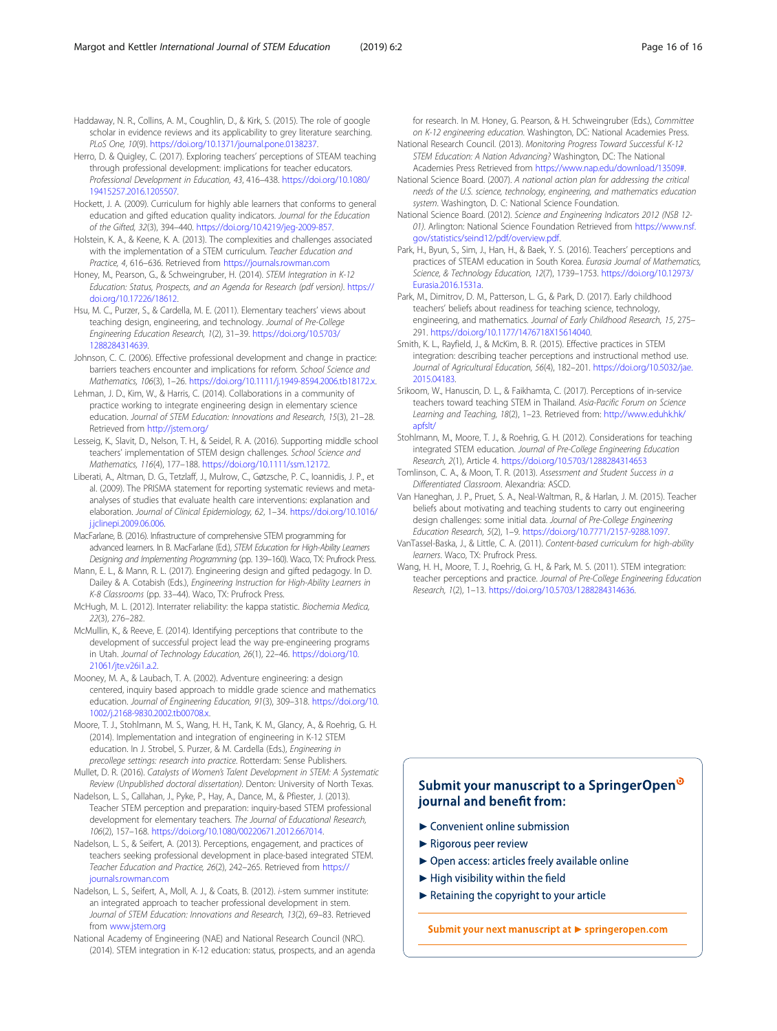Haddaway, N. R., Collins, A. M., Coughlin, D., & Kirk, S. (2015). The role of google scholar in evidence reviews and its applicability to grey literature searching. *PLoS One, 10*(9). https://doi.org/10.1371/journal.pone.0138237.

Herro, D. & Quigley, C. (2017). Exploring teachers' perceptions of STEAM teaching through professional development: implications for teacher educators. *Professional Development in Education, 43*, 416–438. https://doi.org/10.1080/19415257.2016.1205507.

Hockett, J. A. (2009). Curriculum for highly able learners that conforms to general education and gifted education quality indicators. *Journal for the Education of the Gifted, 32*(3), 394–440. https://doi.org/10.4219/jeg-2009-857.

Holstein, K. A., & Keene, K. A. (2013). The complexities and challenges associated with the implementation of a STEM curriculum. *Teacher Education and Practice, 4*, 616–636. Retrieved from https://journals.rowman.com

Honey, M., Pearson, G., & Schweingruber, H. (2014). *STEM Integration in K-12 Education: Status, Prospects, and an Agenda for Research (pdf version)*. https://doi.org/10.17226/18612.

Hsu, M. C., Purzer, S., & Cardella, M. E. (2011). Elementary teachers' views about teaching design, engineering, and technology. *Journal of Pre-College Engineering Education Research, 1*(2), 31–39. https://doi.org/10.5703/1288284314639.

Johnson, C. C. (2006). Effective professional development and change in practice: barriers teachers encounter and implications for reform. *School Science and Mathematics, 106*(3), 1–26. https://doi.org/10.1111/j.1949-8594.2006.tb18172.x.

Lehman, J. D., Kim, W., & Harris, C. (2014). Collaborations in a community of practice working to integrate engineering design in elementary science education. *Journal of STEM Education: Innovations and Research, 15*(3), 21–28. Retrieved from http://jstem.org/

Lesseig, K., Slavit, D., Nelson, T. H., & Seidel, R. A. (2016). Supporting middle school teachers' implementation of STEM design challenges. *School Science and Mathematics, 116*(4), 177–188. https://doi.org/10.1111/ssm.12172.

Liberati, A., Altman, D. G., Tetzlaff, J., Mulrow, C., Gøtzsche, P. C., Ioannidis, J. P., et al. (2009). The PRISMA statement for reporting systematic reviews and meta-analyses of studies that evaluate health care interventions: explanation and elaboration. *Journal of Clinical Epidemiology, 62*, 1–34. https://doi.org/10.1016/j.jclinepi.2009.06.006.

MacFarlane, B. (2016). Infrastructure of comprehensive STEM programming for advanced learners. In B. MacFarlane (Ed.), *STEM Education for High-Ability Learners Designing and Implementing Programming* (pp. 139–160). Waco, TX: Prufrock Press.

Mann, E. L., & Mann, R. L. (2017). Engineering design and gifted pedagogy. In D. Dailey & A. Cotabish (Eds.), *Engineering Instruction for High-Ability Learners in K-8 Classrooms* (pp. 33–44). Waco, TX: Prufrock Press.

McHugh, M. L. (2012). Interrater reliability: the kappa statistic. *Biochemia Medica, 22*(3), 276–282.

McMullin, K., & Reeve, E. (2014). Identifying perceptions that contribute to the development of successful project lead the way pre-engineering programs in Utah. *Journal of Technology Education, 26*(1), 22–46. https://doi.org/10.21061/jte.v26i1.a.2.

Mooney, M. A., & Laubach, T. A. (2002). Adventure engineering: a design centered, inquiry based approach to middle grade science and mathematics education. *Journal of Engineering Education, 91*(3), 309–318. https://doi.org/10.1002/j.2168-9830.2002.tb00708.x.

Moore, T. J., Stohlmann, M. S., Wang, H. H., Tank, K. M., Glancy, A., & Roehrig, G. H. (2014). Implementation and integration of engineering in K-12 STEM education. In J. Strobel, S. Purzer, & M. Cardella (Eds.), *Engineering in precollege settings: research into practice*. Rotterdam: Sense Publishers.

Mullet, D. R. (2016). *Catalysts of Women's Talent Development in STEM: A Systematic Review (Unpublished doctoral dissertation)*. Denton: University of North Texas.

Nadelson, L. S., Callahan, J., Pyke, P., Hay, A., Dance, M., & Pfiester, J. (2013). Teacher STEM perception and preparation: inquiry-based STEM professional development for elementary teachers. *The Journal of Educational Research, 106*(2), 157–168. https://doi.org/10.1080/00220671.2012.667014.

Nadelson, L. S., & Seifert, A. (2013). Perceptions, engagement, and practices of teachers seeking professional development in place-based integrated STEM. *Teacher Education and Practice, 26*(2), 242–265. Retrieved from https://journals.rowman.com

Nadelson, L. S., Seifert, A., Moll, A. J., & Coats, B. (2012). *i*-stem summer institute: an integrated approach to teacher professional development in stem. *Journal of STEM Education: Innovations and Research, 13*(2), 69–83. Retrieved from www.jstem.org

National Academy of Engineering (NAE) and National Research Council (NRC). (2014). STEM integration in K-12 education: status, prospects, and an agenda for research. In M. Honey, G. Pearson, & H. Schweingruber (Eds.), *Committee on K-12 engineering education*. Washington, DC: National Academies Press.

National Research Council. (2013). *Monitoring Progress Toward Successful K-12 STEM Education: A Nation Advancing?* Washington, DC: The National Academies Press Retrieved from https://www.nap.edu/download/13509#.

National Science Board. (2007). *A national action plan for addressing the critical needs of the U.S. science, technology, engineering, and mathematics education system*. Washington, D. C: National Science Foundation.

National Science Board. (2012). *Science and Engineering Indicators 2012 (NSB 12-01)*. Arlington: National Science Foundation Retrieved from https://www.nsf.gov/statistics/seind12/pdf/overview.pdf.

Park, H., Byun, S., Sim, J., Han, H., & Baek, Y. S. (2016). Teachers' perceptions and practices of STEAM education in South Korea. *Eurasia Journal of Mathematics, Science, & Technology Education, 12*(7), 1739–1753. https://doi.org/10.12973/Eurasia.2016.1531a.

Park, M., Dimitrov, D. M., Patterson, L. G., & Park, D. (2017). Early childhood teachers' beliefs about readiness for teaching science, technology, engineering, and mathematics. *Journal of Early Childhood Research, 15*, 275–291. https://doi.org/10.1177/1476718X15614040.

Smith, K. L., Rayfield, J., & McKim, B. R. (2015). Effective practices in STEM integration: describing teacher perceptions and instructional method use. *Journal of Agricultural Education, 56*(4), 182–201. https://doi.org/10.5032/jae.2015.04183.

Srikoom, W., Hanuscin, D. L., & Faikhamta, C. (2017). Perceptions of in-service teachers toward teaching STEM in Thailand. *Asia-Pacific Forum on Science Learning and Teaching, 18*(2), 1–23. Retrieved from: http://www.eduhk.hk/apfslt/

Stohlmann, M., Moore, T. J., & Roehrig, G. H. (2012). Considerations for teaching integrated STEM education. *Journal of Pre-College Engineering Education Research, 2*(1), Article 4. https://doi.org/10.5703/1288284314653

Tomlinson, C. A., & Moon, T. R. (2013). *Assessment and Student Success in a Differentiated Classroom*. Alexandria: ASCD.

Van Haneghan, J. P., Pruet, S. A., Neal-Waltman, R., & Harlan, J. M. (2015). Teacher beliefs about motivating and teaching students to carry out engineering design challenges: some initial data. *Journal of Pre-College Engineering Education Research, 5*(2), 1–9. https://doi.org/10.7771/2157-9288.1097.

VanTassel-Baska, J., & Little, C. A. (2011). *Content-based curriculum for high-ability learners*. Waco, TX: Prufrock Press.

Wang, H. H., Moore, T. J., Roehrig, G. H., & Park, M. S. (2011). STEM integration: teacher perceptions and practice. *Journal of Pre-College Engineering Education Research, 1*(2), 1–13. https://doi.org/10.5703/1288284314636.

**Submit your manuscript to a SpringerOpen journal and benefit from:**

- ► Convenient online submission
- ► Rigorous peer review
- ► Open access: articles freely available online
- ► High visibility within the field
- ► Retaining the copyright to your article

**Submit your next manuscript at ► springeropen.com**